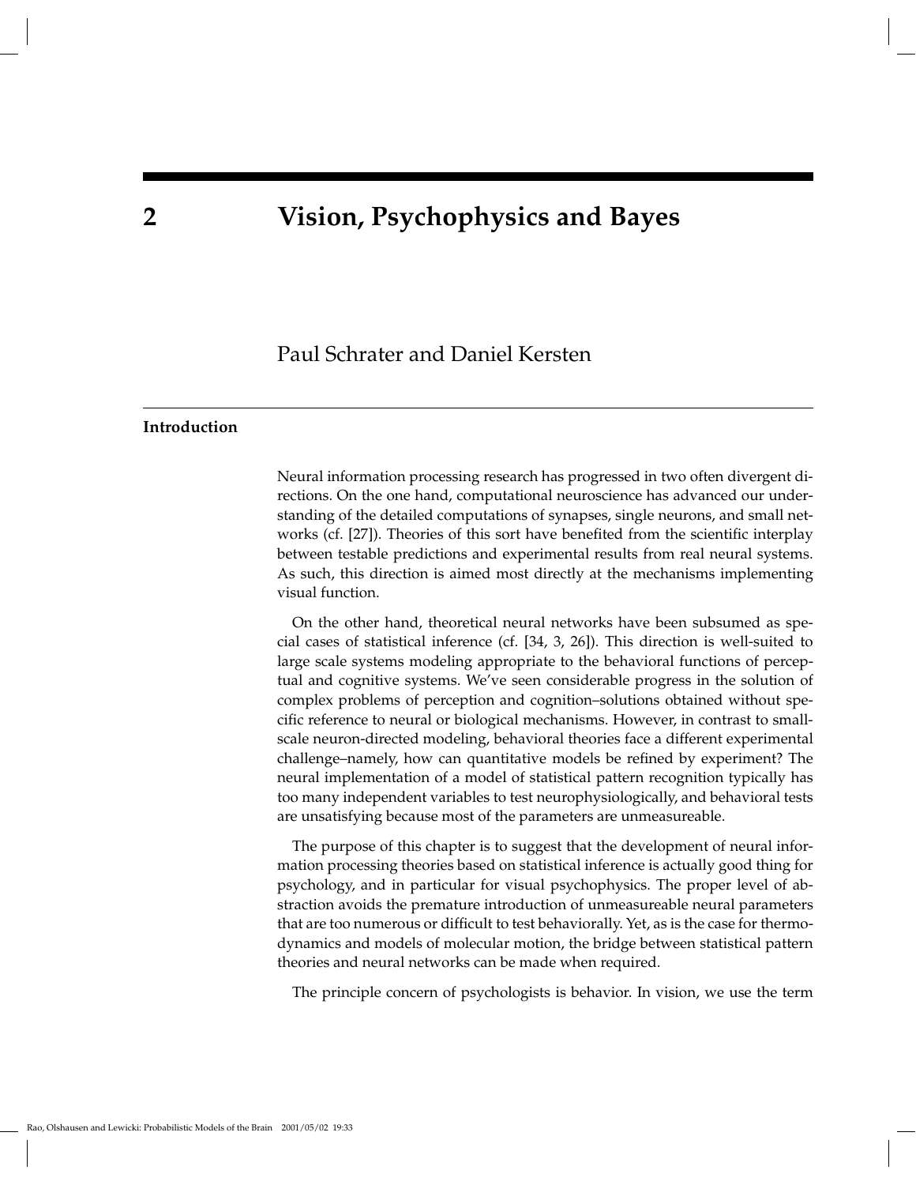# 2 Vision, Psychophysics and Bayes

Paul Schrater and Daniel Kersten

## Introduction

Neural information processing research has progressed in two often divergent directions. On the one hand, computational neuroscience has advanced our understanding of the detailed computations of synapses, single neurons, and small networks (cf. [27]). Theories of this sort have benefited from the scientific interplay between testable predictions and experimental results from real neural systems. As such, this direction is aimed most directly at the mechanisms implementing visual function.

On the other hand, theoretical neural networks have been subsumed as special cases of statistical inference (cf. [34, 3, 26]). This direction is well-suited to large scale systems modeling appropriate to the behavioral functions of perceptual and cognitive systems. We've seen considerable progress in the solution of complex problems of perception and cognition–solutions obtained without specific reference to neural or biological mechanisms. However, in contrast to small-scale neuron-directed modeling, behavioral theories face a different experimental challenge–namely, how can quantitative models be refined by experiment? The neural implementation of a model of statistical pattern recognition typically has too many independent variables to test neurophysiologically, and behavioral tests are unsatisfying because most of the parameters are unmeasureable.

The purpose of this chapter is to suggest that the development of neural information processing theories based on statistical inference is actually good thing for psychology, and in particular for visual psychophysics. The proper level of abstraction avoids the premature introduction of unmeasureable neural parameters that are too numerous or difficult to test behaviorally. Yet, as is the case for thermodynamics and models of molecular motion, the bridge between statistical pattern theories and neural networks can be made when required.

The principle concern of psychologists is behavior. In vision, we use the term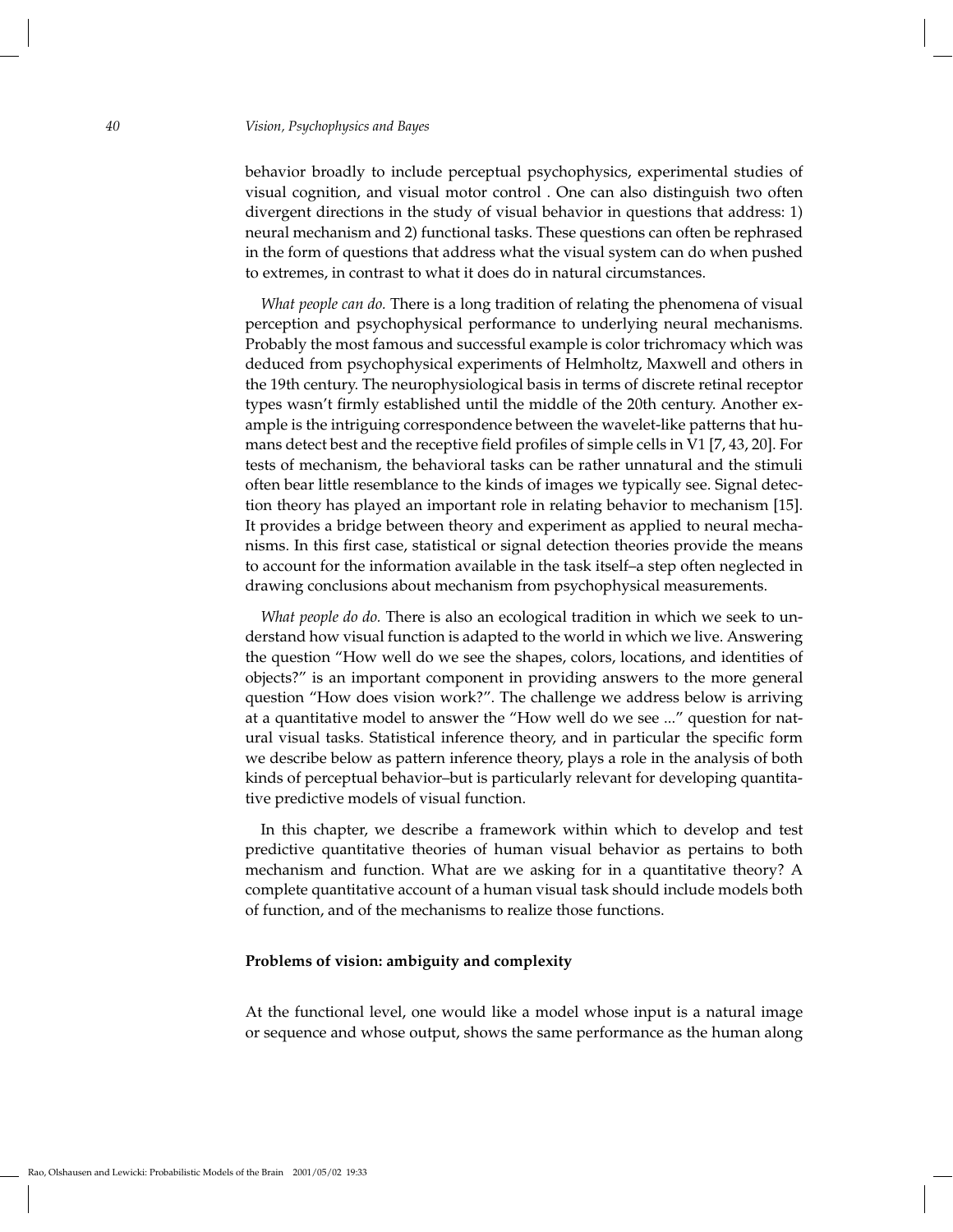behavior broadly to include perceptual psychophysics, experimental studies of visual cognition, and visual motor control . One can also distinguish two often divergent directions in the study of visual behavior in questions that address: 1) neural mechanism and 2) functional tasks. These questions can often be rephrased in the form of questions that address what the visual system can do when pushed to extremes, in contrast to what it does do in natural circumstances.

*What people can do.* There is a long tradition of relating the phenomena of visual perception and psychophysical performance to underlying neural mechanisms. Probably the most famous and successful example is color trichromacy which was deduced from psychophysical experiments of Helmholtz, Maxwell and others in the 19th century. The neurophysiological basis in terms of discrete retinal receptor types wasn't firmly established until the middle of the 20th century. Another example is the intriguing correspondence between the wavelet-like patterns that humans detect best and the receptive field profiles of simple cells in V1 [7, 43, 20]. For tests of mechanism, the behavioral tasks can be rather unnatural and the stimuli often bear little resemblance to the kinds of images we typically see. Signal detection theory has played an important role in relating behavior to mechanism [15]. It provides a bridge between theory and experiment as applied to neural mechanisms. In this first case, statistical or signal detection theories provide the means to account for the information available in the task itself–a step often neglected in drawing conclusions about mechanism from psychophysical measurements.

*What people do do.* There is also an ecological tradition in which we seek to understand how visual function is adapted to the world in which we live. Answering the question "How well do we see the shapes, colors, locations, and identities of objects?" is an important component in providing answers to the more general question "How does vision work?". The challenge we address below is arriving at a quantitative model to answer the "How well do we see ..." question for natural visual tasks. Statistical inference theory, and in particular the specific form we describe below as pattern inference theory, plays a role in the analysis of both kinds of perceptual behavior–but is particularly relevant for developing quantitative predictive models of visual function.

In this chapter, we describe a framework within which to develop and test predictive quantitative theories of human visual behavior as pertains to both mechanism and function. What are we asking for in a quantitative theory? A complete quantitative account of a human visual task should include models both of function, and of the mechanisms to realize those functions.

### Problems of vision: ambiguity and complexity

At the functional level, one would like a model whose input is a natural image or sequence and whose output, shows the same performance as the human along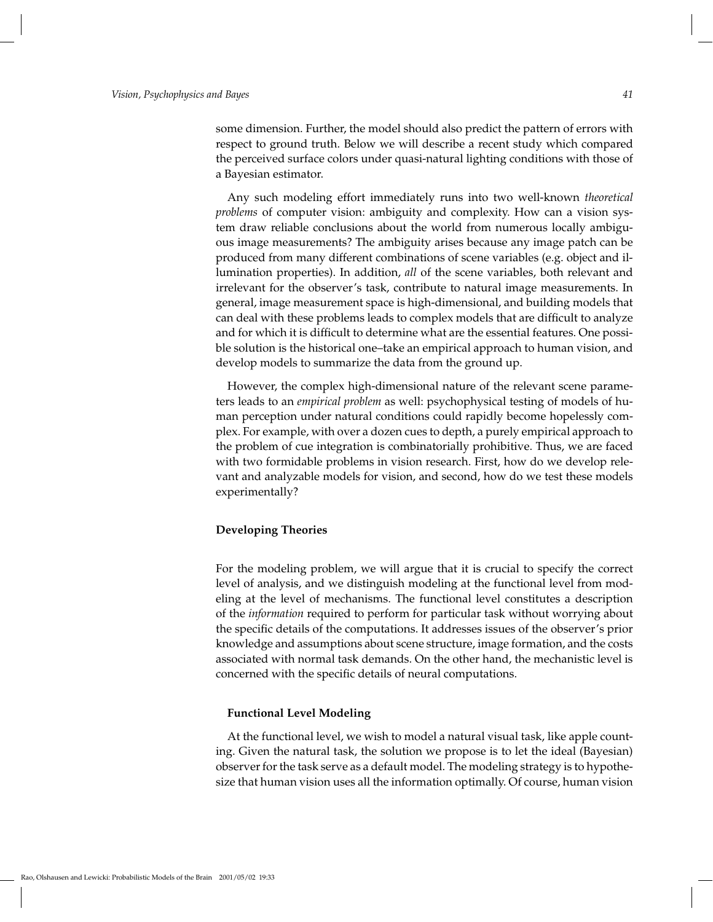some dimension. Further, the model should also predict the pattern of errors with respect to ground truth. Below we will describe a recent study which compared the perceived surface colors under quasi-natural lighting conditions with those of a Bayesian estimator.

Any such modeling effort immediately runs into two well-known *theoretical problems* of computer vision: ambiguity and complexity. How can a vision system draw reliable conclusions about the world from numerous locally ambiguous image measurements? The ambiguity arises because any image patch can be produced from many different combinations of scene variables (e.g. object and illumination properties). In addition, *all* of the scene variables, both relevant and irrelevant for the observer's task, contribute to natural image measurements. In general, image measurement space is high-dimensional, and building models that can deal with these problems leads to complex models that are difficult to analyze and for which it is difficult to determine what are the essential features. One possible solution is the historical one–take an empirical approach to human vision, and develop models to summarize the data from the ground up.

However, the complex high-dimensional nature of the relevant scene parameters leads to an *empirical problem* as well: psychophysical testing of models of human perception under natural conditions could rapidly become hopelessly complex. For example, with over a dozen cues to depth, a purely empirical approach to the problem of cue integration is combinatorially prohibitive. Thus, we are faced with two formidable problems in vision research. First, how do we develop relevant and analyzable models for vision, and second, how do we test these models experimentally?

## Developing Theories

For the modeling problem, we will argue that it is crucial to specify the correct level of analysis, and we distinguish modeling at the functional level from modeling at the level of mechanisms. The functional level constitutes a description of the *information* required to perform for particular task without worrying about the specific details of the computations. It addresses issues of the observer's prior knowledge and assumptions about scene structure, image formation, and the costs associated with normal task demands. On the other hand, the mechanistic level is concerned with the specific details of neural computations.

### Functional Level Modeling

At the functional level, we wish to model a natural visual task, like apple counting. Given the natural task, the solution we propose is to let the ideal (Bayesian) observer for the task serve as a default model. The modeling strategy is to hypothesize that human vision uses all the information optimally. Of course, human vision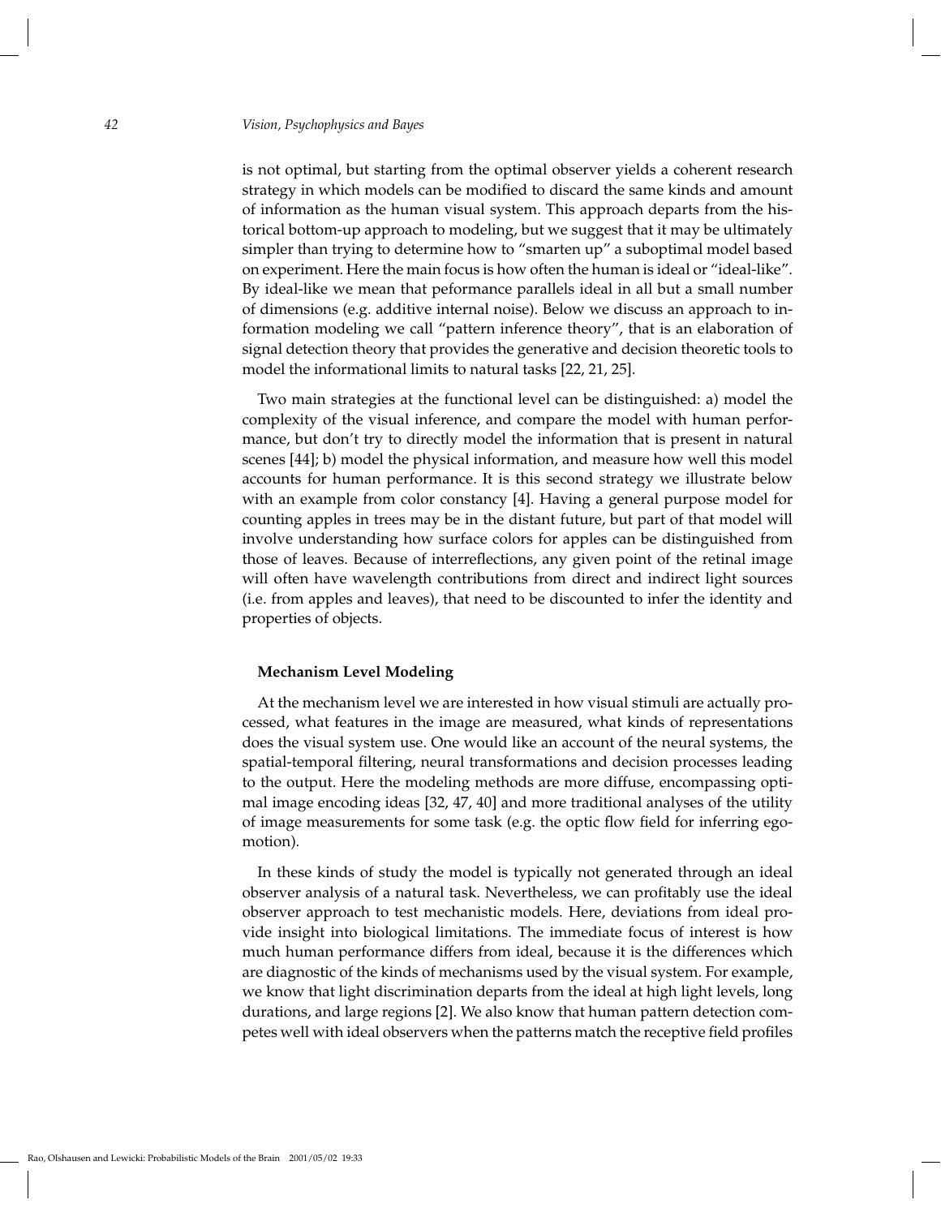is not optimal, but starting from the optimal observer yields a coherent research strategy in which models can be modified to discard the same kinds and amount of information as the human visual system. This approach departs from the historical bottom-up approach to modeling, but we suggest that it may be ultimately simpler than trying to determine how to "smarten up" a suboptimal model based on experiment. Here the main focus is how often the human is ideal or "ideal-like". By ideal-like we mean that peformance parallels ideal in all but a small number of dimensions (e.g. additive internal noise). Below we discuss an approach to information modeling we call "pattern inference theory", that is an elaboration of signal detection theory that provides the generative and decision theoretic tools to model the informational limits to natural tasks [22, 21, 25].

Two main strategies at the functional level can be distinguished: a) model the complexity of the visual inference, and compare the model with human performance, but don't try to directly model the information that is present in natural scenes [44]; b) model the physical information, and measure how well this model accounts for human performance. It is this second strategy we illustrate below with an example from color constancy [4]. Having a general purpose model for counting apples in trees may be in the distant future, but part of that model will involve understanding how surface colors for apples can be distinguished from those of leaves. Because of interreflections, any given point of the retinal image will often have wavelength contributions from direct and indirect light sources (i.e. from apples and leaves), that need to be discounted to infer the identity and properties of objects.

### Mechanism Level Modeling

At the mechanism level we are interested in how visual stimuli are actually processed, what features in the image are measured, what kinds of representations does the visual system use. One would like an account of the neural systems, the spatial-temporal filtering, neural transformations and decision processes leading to the output. Here the modeling methods are more diffuse, encompassing optimal image encoding ideas [32, 47, 40] and more traditional analyses of the utility of image measurements for some task (e.g. the optic flow field for inferring egomotion).

In these kinds of study the model is typically not generated through an ideal observer analysis of a natural task. Nevertheless, we can profitably use the ideal observer approach to test mechanistic models. Here, deviations from ideal provide insight into biological limitations. The immediate focus of interest is how much human performance differs from ideal, because it is the differences which are diagnostic of the kinds of mechanisms used by the visual system. For example, we know that light discrimination departs from the ideal at high light levels, long durations, and large regions [2]. We also know that human pattern detection competes well with ideal observers when the patterns match the receptive field profiles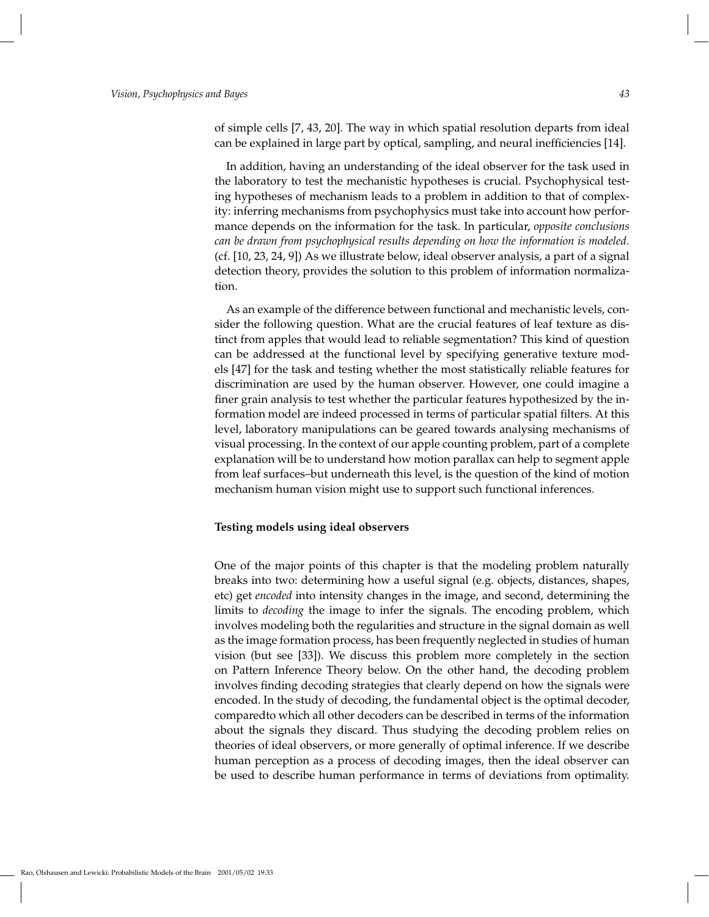of simple cells [7, 43, 20]. The way in which spatial resolution departs from ideal can be explained in large part by optical, sampling, and neural inefficiencies [14].

In addition, having an understanding of the ideal observer for the task used in the laboratory to test the mechanistic hypotheses is crucial. Psychophysical testing hypotheses of mechanism leads to a problem in addition to that of complexity: inferring mechanisms from psychophysics must take into account how performance depends on the information for the task. In particular, *opposite conclusions can be drawn from psychophysical results depending on how the information is modeled*. (cf. [10, 23, 24, 9]) As we illustrate below, ideal observer analysis, a part of a signal detection theory, provides the solution to this problem of information normalization.

As an example of the difference between functional and mechanistic levels, consider the following question. What are the crucial features of leaf texture as distinct from apples that would lead to reliable segmentation? This kind of question can be addressed at the functional level by specifying generative texture models [47] for the task and testing whether the most statistically reliable features for discrimination are used by the human observer. However, one could imagine a finer grain analysis to test whether the particular features hypothesized by the information model are indeed processed in terms of particular spatial filters. At this level, laboratory manipulations can be geared towards analysing mechanisms of visual processing. In the context of our apple counting problem, part of a complete explanation will be to understand how motion parallax can help to segment apple from leaf surfaces–but underneath this level, is the question of the kind of motion mechanism human vision might use to support such functional inferences.

### Testing models using ideal observers

One of the major points of this chapter is that the modeling problem naturally breaks into two: determining how a useful signal (e.g. objects, distances, shapes, etc) get *encoded* into intensity changes in the image, and second, determining the limits to *decoding* the image to infer the signals. The encoding problem, which involves modeling both the regularities and structure in the signal domain as well as the image formation process, has been frequently neglected in studies of human vision (but see [33]). We discuss this problem more completely in the section on Pattern Inference Theory below. On the other hand, the decoding problem involves finding decoding strategies that clearly depend on how the signals were encoded. In the study of decoding, the fundamental object is the optimal decoder, comparedto which all other decoders can be described in terms of the information about the signals they discard. Thus studying the decoding problem relies on theories of ideal observers, or more generally of optimal inference. If we describe human perception as a process of decoding images, then the ideal observer can be used to describe human performance in terms of deviations from optimality.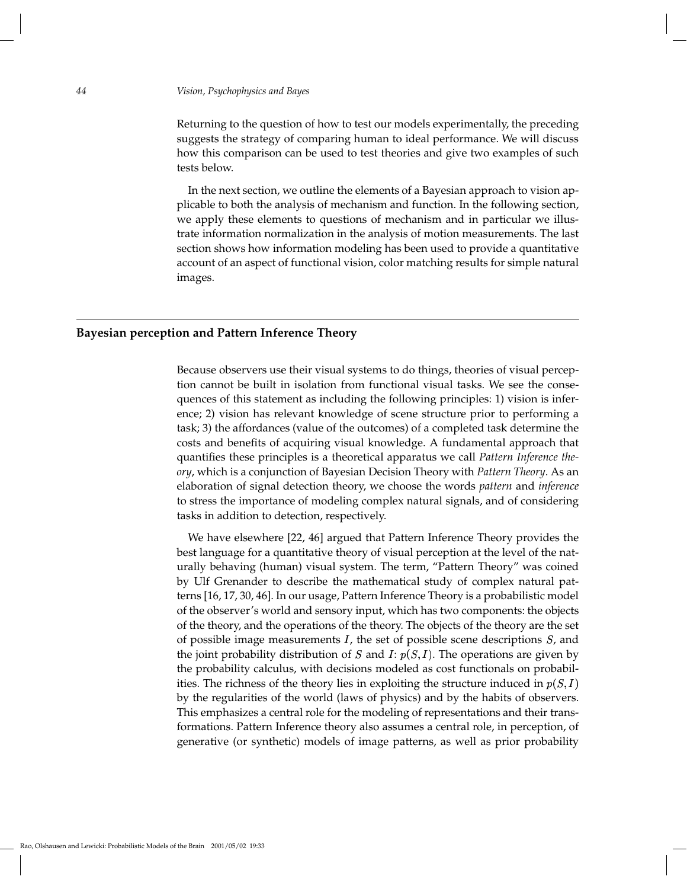Returning to the question of how to test our models experimentally, the preceding suggests the strategy of comparing human to ideal performance. We will discuss how this comparison can be used to test theories and give two examples of such tests below.

In the next section, we outline the elements of a Bayesian approach to vision applicable to both the analysis of mechanism and function. In the following section, we apply these elements to questions of mechanism and in particular we illustrate information normalization in the analysis of motion measurements. The last section shows how information modeling has been used to provide a quantitative account of an aspect of functional vision, color matching results for simple natural images.

## Bayesian perception and Pattern Inference Theory

Because observers use their visual systems to do things, theories of visual perception cannot be built in isolation from functional visual tasks. We see the consequences of this statement as including the following principles: 1) vision is inference; 2) vision has relevant knowledge of scene structure prior to performing a task; 3) the affordances (value of the outcomes) of a completed task determine the costs and benefits of acquiring visual knowledge. A fundamental approach that quantifies these principles is a theoretical apparatus we call *Pattern Inference theory*, which is a conjunction of Bayesian Decision Theory with *Pattern Theory*. As an elaboration of signal detection theory, we choose the words *pattern* and *inference* to stress the importance of modeling complex natural signals, and of considering tasks in addition to detection, respectively.

We have elsewhere [22, 46] argued that Pattern Inference Theory provides the best language for a quantitative theory of visual perception at the level of the naturally behaving (human) visual system. The term, "Pattern Theory" was coined by Ulf Grenander to describe the mathematical study of complex natural patterns [16, 17, 30, 46]. In our usage, Pattern Inference Theory is a probabilistic model of the observer's world and sensory input, which has two components: the objects of the theory, and the operations of the theory. The objects of the theory are the set of possible image measurements $I$, the set of possible scene descriptions $S$, and the joint probability distribution of $S$ and $I$: $p(S, I)$. The operations are given by the probability calculus, with decisions modeled as cost functionals on probabilities. The richness of the theory lies in exploiting the structure induced in $p(S, I)$ by the regularities of the world (laws of physics) and by the habits of observers. This emphasizes a central role for the modeling of representations and their transformations. Pattern Inference theory also assumes a central role, in perception, of generative (or synthetic) models of image patterns, as well as prior probability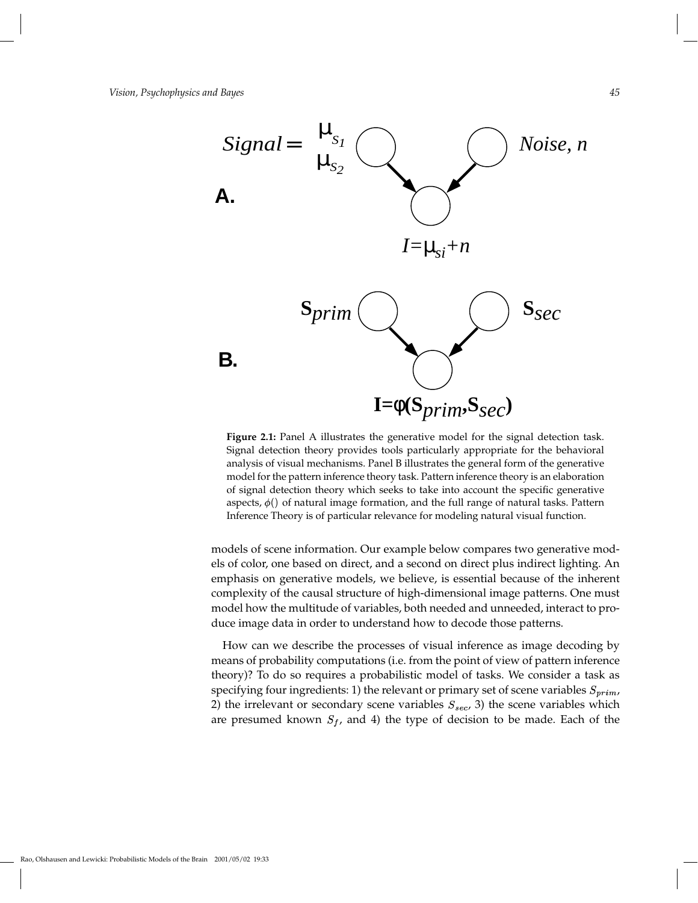**Figure 2.1:** Panel A illustrates the generative model for the signal detection task. Signal detection theory provides tools particularly appropriate for the behavioral analysis of visual mechanisms. Panel B illustrates the general form of the generative model for the pattern inference theory task. Pattern inference theory is an elaboration of signal detection theory which seeks to take into account the specific generative aspects, $\phi()$ of natural image formation, and the full range of natural tasks. Pattern Inference Theory is of particular relevance for modeling natural visual function.

models of scene information. Our example below compares two generative models of color, one based on direct, and a second on direct plus indirect lighting. An emphasis on generative models, we believe, is essential because of the inherent complexity of the causal structure of high-dimensional image patterns. One must model how the multitude of variables, both needed and unneeded, interact to produce image data in order to understand how to decode those patterns.

How can we describe the processes of visual inference as image decoding by means of probability computations (i.e. from the point of view of pattern inference theory)? To do so requires a probabilistic model of tasks. We consider a task as specifying four ingredients: 1) the relevant or primary set of scene variables $S_{prim}$, 2) the irrelevant or secondary scene variables $S_{sec}$, 3) the scene variables which are presumed known $S_f$, and 4) the type of decision to be made. Each of the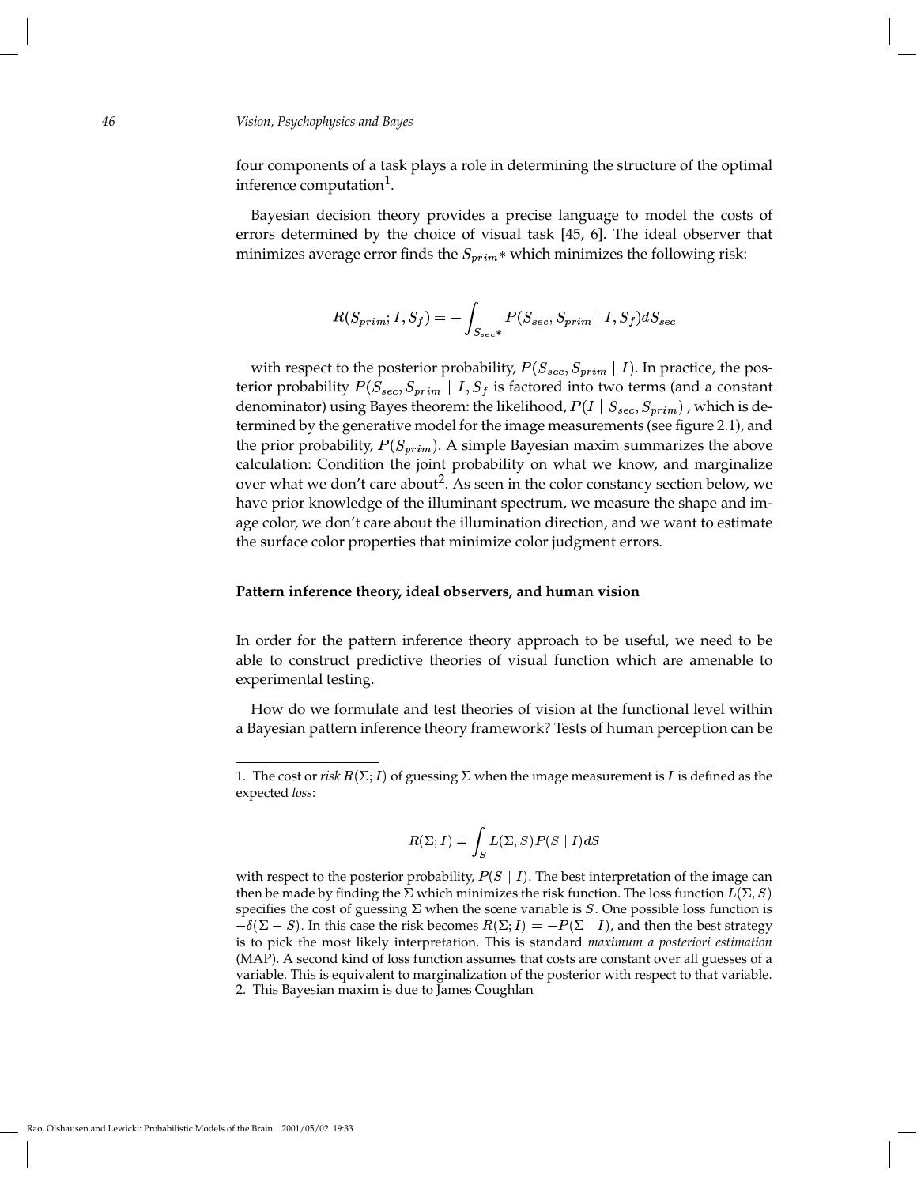four components of a task plays a role in determining the structure of the optimal inference computation[1].

Bayesian decision theory provides a precise language to model the costs of errors determined by the choice of visual task [45, 6]. The ideal observer that minimizes average error finds the $S_{prim}*$ which minimizes the following risk:

$$R(S_{prim}; I, S_f) = -\int_{S_{sec*}} P(S_{sec}, S_{prim} \mid I, S_f) dS_{sec}$$

with respect to the posterior probability, $P(S_{sec}, S_{prim} \mid I)$. In practice, the posterior probability $P(S_{sec}, S_{prim} \mid I, S_f$ is factored into two terms (and a constant denominator) using Bayes theorem: the likelihood, $P(I \mid S_{sec}, S_{prim})$ , which is determined by the generative model for the image measurements (see figure 2.1), and the prior probability, $P(S_{prim})$. A simple Bayesian maxim summarizes the above calculation: Condition the joint probability on what we know, and marginalize over what we don't care about[2]. As seen in the color constancy section below, we have prior knowledge of the illuminant spectrum, we measure the shape and image color, we don't care about the illumination direction, and we want to estimate the surface color properties that minimize color judgment errors.

**Pattern inference theory, ideal observers, and human vision**

In order for the pattern inference theory approach to be useful, we need to be able to construct predictive theories of visual function which are amenable to experimental testing.

How do we formulate and test theories of vision at the functional level within a Bayesian pattern inference theory framework? Tests of human perception can be

---

1. The cost or *risk* $R(\Sigma; I)$ of guessing $\Sigma$ when the image measurement is $I$ is defined as the expected *loss*:

$$R(\Sigma; I) = \int_S L(\Sigma, S) P(S \mid I) dS$$

with respect to the posterior probability, $P(S \mid I)$. The best interpretation of the image can then be made by finding the $\Sigma$ which minimizes the risk function. The loss function $L(\Sigma, S)$ specifies the cost of guessing $\Sigma$ when the scene variable is $S$. One possible loss function is $-\delta(\Sigma - S)$. In this case the risk becomes $R(\Sigma; I) = -P(\Sigma \mid I)$, and then the best strategy is to pick the most likely interpretation. This is standard *maximum a posteriori estimation* (MAP). A second kind of loss function assumes that costs are constant over all guesses of a variable. This is equivalent to marginalization of the posterior with respect to that variable.

2. This Bayesian maxim is due to James Coughlan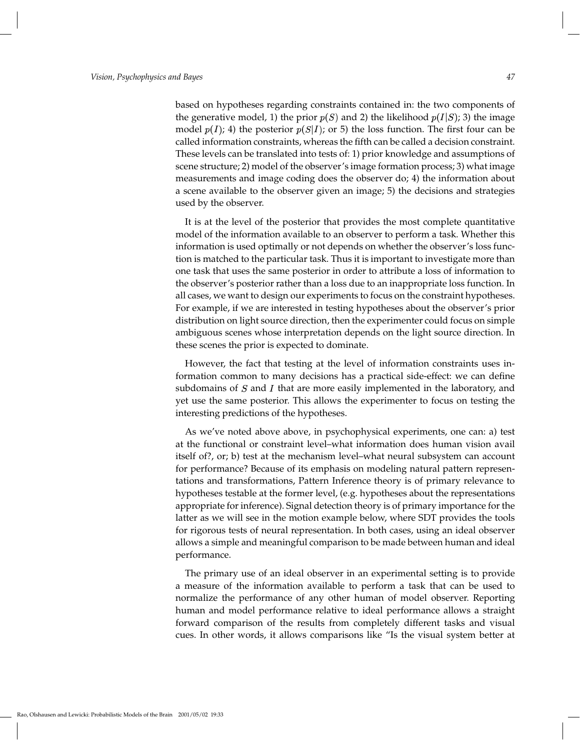based on hypotheses regarding constraints contained in: the two components of the generative model, 1) the prior $p(S)$ and 2) the likelihood $p(I|S)$; 3) the image model $p(I)$; 4) the posterior $p(S|I)$; or 5) the loss function. The first four can be called information constraints, whereas the fifth can be called a decision constraint. These levels can be translated into tests of: 1) prior knowledge and assumptions of scene structure; 2) model of the observer's image formation process; 3) what image measurements and image coding does the observer do; 4) the information about a scene available to the observer given an image; 5) the decisions and strategies used by the observer.

It is at the level of the posterior that provides the most complete quantitative model of the information available to an observer to perform a task. Whether this information is used optimally or not depends on whether the observer's loss function is matched to the particular task. Thus it is important to investigate more than one task that uses the same posterior in order to attribute a loss of information to the observer's posterior rather than a loss due to an inappropriate loss function. In all cases, we want to design our experiments to focus on the constraint hypotheses. For example, if we are interested in testing hypotheses about the observer's prior distribution on light source direction, then the experimenter could focus on simple ambiguous scenes whose interpretation depends on the light source direction. In these scenes the prior is expected to dominate.

However, the fact that testing at the level of information constraints uses information common to many decisions has a practical side-effect: we can define subdomains of $S$ and $I$ that are more easily implemented in the laboratory, and yet use the same posterior. This allows the experimenter to focus on testing the interesting predictions of the hypotheses.

As we've noted above above, in psychophysical experiments, one can: a) test at the functional or constraint level–what information does human vision avail itself of?, or; b) test at the mechanism level–what neural subsystem can account for performance? Because of its emphasis on modeling natural pattern representations and transformations, Pattern Inference theory is of primary relevance to hypotheses testable at the former level, (e.g. hypotheses about the representations appropriate for inference). Signal detection theory is of primary importance for the latter as we will see in the motion example below, where SDT provides the tools for rigorous tests of neural representation. In both cases, using an ideal observer allows a simple and meaningful comparison to be made between human and ideal performance.

The primary use of an ideal observer in an experimental setting is to provide a measure of the information available to perform a task that can be used to normalize the performance of any other human of model observer. Reporting human and model performance relative to ideal performance allows a straight forward comparison of the results from completely different tasks and visual cues. In other words, it allows comparisons like "Is the visual system better at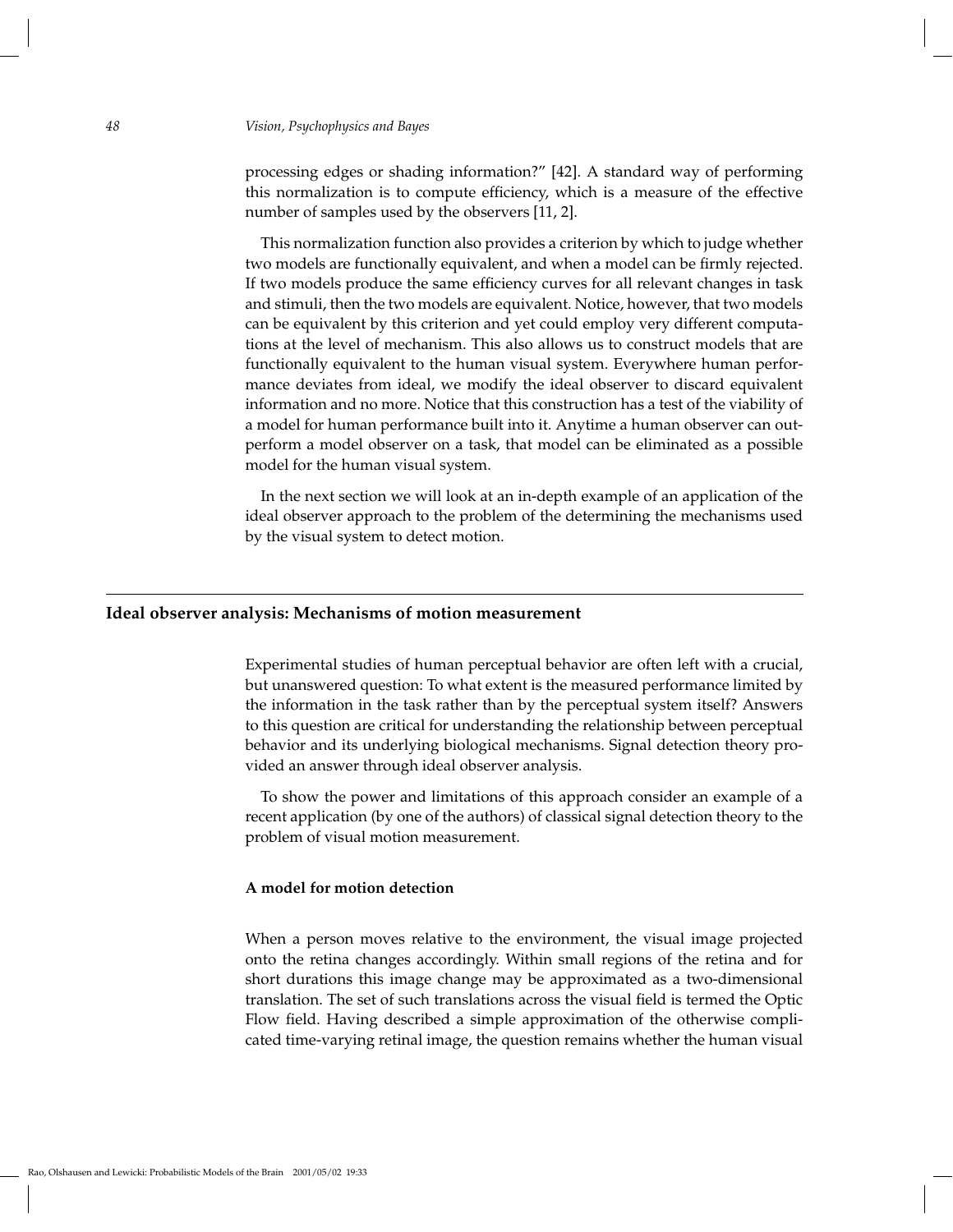processing edges or shading information?" [42]. A standard way of performing this normalization is to compute efficiency, which is a measure of the effective number of samples used by the observers [11, 2].

This normalization function also provides a criterion by which to judge whether two models are functionally equivalent, and when a model can be firmly rejected. If two models produce the same efficiency curves for all relevant changes in task and stimuli, then the two models are equivalent. Notice, however, that two models can be equivalent by this criterion and yet could employ very different computations at the level of mechanism. This also allows us to construct models that are functionally equivalent to the human visual system. Everywhere human performance deviates from ideal, we modify the ideal observer to discard equivalent information and no more. Notice that this construction has a test of the viability of a model for human performance built into it. Anytime a human observer can outperform a model observer on a task, that model can be eliminated as a possible model for the human visual system.

In the next section we will look at an in-depth example of an application of the ideal observer approach to the problem of the determining the mechanisms used by the visual system to detect motion.

## Ideal observer analysis: Mechanisms of motion measurement

Experimental studies of human perceptual behavior are often left with a crucial, but unanswered question: To what extent is the measured performance limited by the information in the task rather than by the perceptual system itself? Answers to this question are critical for understanding the relationship between perceptual behavior and its underlying biological mechanisms. Signal detection theory provided an answer through ideal observer analysis.

To show the power and limitations of this approach consider an example of a recent application (by one of the authors) of classical signal detection theory to the problem of visual motion measurement.

### A model for motion detection

When a person moves relative to the environment, the visual image projected onto the retina changes accordingly. Within small regions of the retina and for short durations this image change may be approximated as a two-dimensional translation. The set of such translations across the visual field is termed the Optic Flow field. Having described a simple approximation of the otherwise complicated time-varying retinal image, the question remains whether the human visual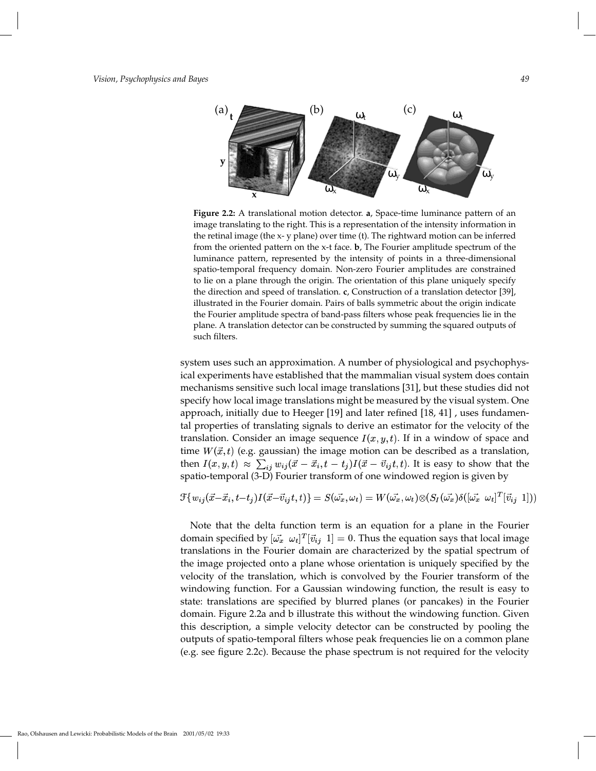**Figure 2.2:** A translational motion detector. **a**, Space-time luminance pattern of an image translating to the right. This is a representation of the intensity information in the retinal image (the x- y plane) over time (t). The rightward motion can be inferred from the oriented pattern on the x-t face. **b**, The Fourier amplitude spectrum of the luminance pattern, represented by the intensity of points in a three-dimensional spatio-temporal frequency domain. Non-zero Fourier amplitudes are constrained to lie on a plane through the origin. The orientation of this plane uniquely specify the direction and speed of translation. **c**, Construction of a translation detector [39], illustrated in the Fourier domain. Pairs of balls symmetric about the origin indicate the Fourier amplitude spectra of band-pass filters whose peak frequencies lie in the plane. A translation detector can be constructed by summing the squared outputs of such filters.

system uses such an approximation. A number of physiological and psychophysical experiments have established that the mammalian visual system does contain mechanisms sensitive such local image translations [31], but these studies did not specify how local image translations might be measured by the visual system. One approach, initially due to Heeger [19] and later refined [18, 41] , uses fundamental properties of translating signals to derive an estimator for the velocity of the translation. Consider an image sequence $I(x, y, t)$. If in a window of space and time $W(\vec{x}, t)$ (e.g. gaussian) the image motion can be described as a translation, then $I(x, y, t) \approx \sum_{ij} w_{ij}(\vec{x} - \vec{x}_i, t - t_j) I(\vec{x} - \vec{v}_{ij} t, t)$. It is easy to show that the spatio-temporal (3-D) Fourier transform of one windowed region is given by

$$\mathcal{F}\{w_{ij}(\vec{x}-\vec{x}_i, t-t_j) I(\vec{x}-\vec{v}_{ij} t, t)\} = S(\vec{\omega_x}, \omega_t) = W(\vec{\omega_x}, \omega_t) \otimes (S_I(\vec{\omega_x}) \delta([\vec{\omega_x} \;\; \omega_t]^T [\vec{v}_{ij} \;\; 1]))$$

Note that the delta function term is an equation for a plane in the Fourier domain specified by $[\vec{\omega_x} \;\; \omega_t]^T [\vec{v}_{ij} \;\; 1] = 0$. Thus the equation says that local image translations in the Fourier domain are characterized by the spatial spectrum of the image projected onto a plane whose orientation is uniquely specified by the velocity of the translation, which is convolved by the Fourier transform of the windowing function. For a Gaussian windowing function, the result is easy to state: translations are specified by blurred planes (or pancakes) in the Fourier domain. Figure 2.2a and b illustrate this without the windowing function. Given this description, a simple velocity detector can be constructed by pooling the outputs of spatio-temporal filters whose peak frequencies lie on a common plane (e.g. see figure 2.2c). Because the phase spectrum is not required for the velocity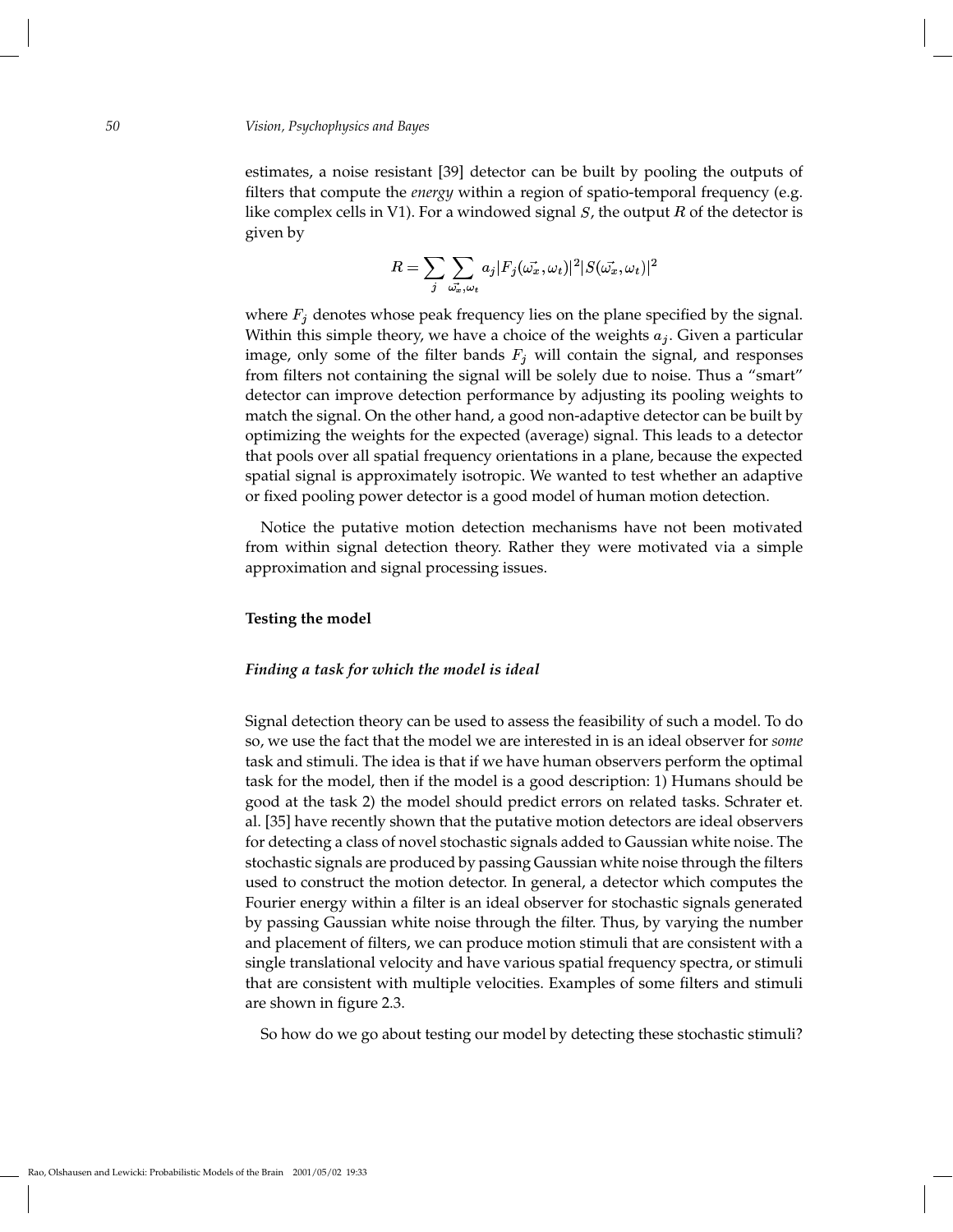estimates, a noise resistant [39] detector can be built by pooling the outputs of filters that compute the *energy* within a region of spatio-temporal frequency (e.g. like complex cells in V1). For a windowed signal $S$, the output $R$ of the detector is given by

$$R = \sum_j \sum_{\vec{\omega_x}, \omega_t} a_j |F_j(\vec{\omega_x}, \omega_t)|^2 |S(\vec{\omega_x}, \omega_t)|^2$$

where $F_j$ denotes whose peak frequency lies on the plane specified by the signal. Within this simple theory, we have a choice of the weights $a_j$. Given a particular image, only some of the filter bands $F_j$ will contain the signal, and responses from filters not containing the signal will be solely due to noise. Thus a "smart" detector can improve detection performance by adjusting its pooling weights to match the signal. On the other hand, a good non-adaptive detector can be built by optimizing the weights for the expected (average) signal. This leads to a detector that pools over all spatial frequency orientations in a plane, because the expected spatial signal is approximately isotropic. We wanted to test whether an adaptive or fixed pooling power detector is a good model of human motion detection.

Notice the putative motion detection mechanisms have not been motivated from within signal detection theory. Rather they were motivated via a simple approximation and signal processing issues.

## Testing the model

### *Finding a task for which the model is ideal*

Signal detection theory can be used to assess the feasibility of such a model. To do so, we use the fact that the model we are interested in is an ideal observer for *some* task and stimuli. The idea is that if we have human observers perform the optimal task for the model, then if the model is a good description: 1) Humans should be good at the task 2) the model should predict errors on related tasks. Schrater et. al. [35] have recently shown that the putative motion detectors are ideal observers for detecting a class of novel stochastic signals added to Gaussian white noise. The stochastic signals are produced by passing Gaussian white noise through the filters used to construct the motion detector. In general, a detector which computes the Fourier energy within a filter is an ideal observer for stochastic signals generated by passing Gaussian white noise through the filter. Thus, by varying the number and placement of filters, we can produce motion stimuli that are consistent with a single translational velocity and have various spatial frequency spectra, or stimuli that are consistent with multiple velocities. Examples of some filters and stimuli are shown in figure 2.3.

So how do we go about testing our model by detecting these stochastic stimuli?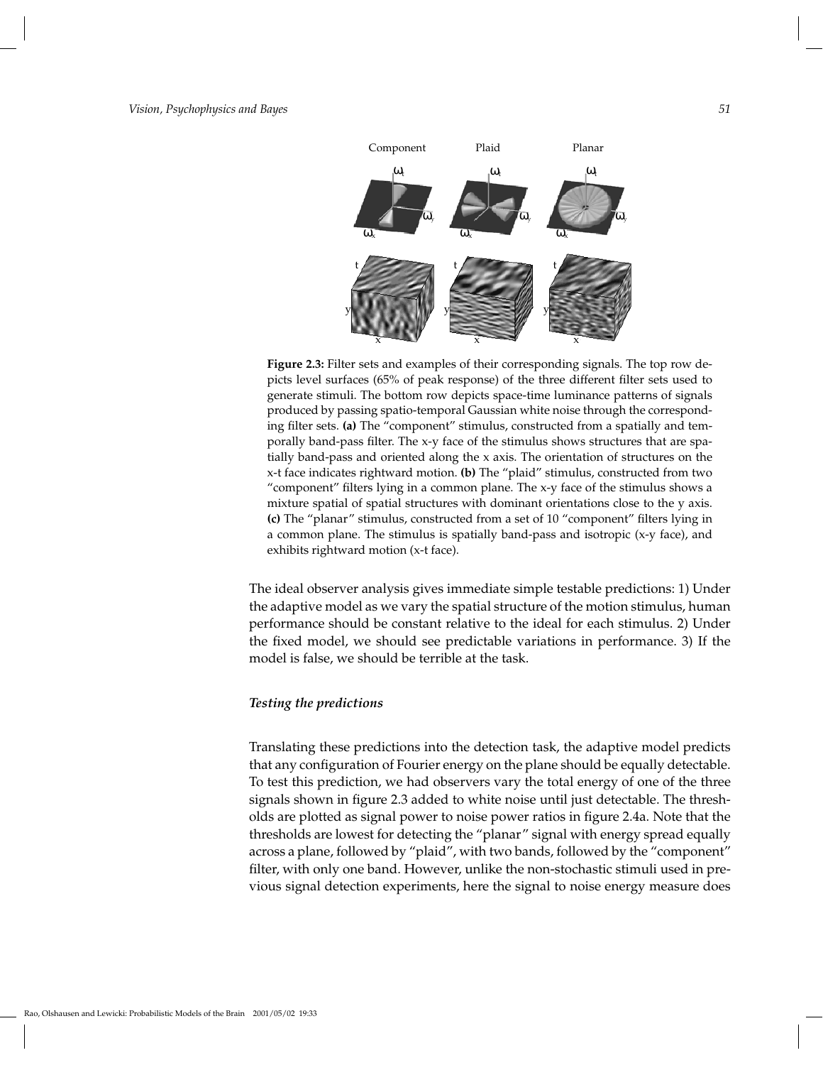**Figure 2.3:** Filter sets and examples of their corresponding signals. The top row depicts level surfaces (65% of peak response) of the three different filter sets used to generate stimuli. The bottom row depicts space-time luminance patterns of signals produced by passing spatio-temporal Gaussian white noise through the corresponding filter sets. **(a)** The "component" stimulus, constructed from a spatially and temporally band-pass filter. The x-y face of the stimulus shows structures that are spatially band-pass and oriented along the x axis. The orientation of structures on the x-t face indicates rightward motion. **(b)** The "plaid" stimulus, constructed from two "component" filters lying in a common plane. The x-y face of the stimulus shows a mixture spatial of spatial structures with dominant orientations close to the y axis. **(c)** The "planar" stimulus, constructed from a set of 10 "component" filters lying in a common plane. The stimulus is spatially band-pass and isotropic (x-y face), and exhibits rightward motion (x-t face).

The ideal observer analysis gives immediate simple testable predictions: 1) Under the adaptive model as we vary the spatial structure of the motion stimulus, human performance should be constant relative to the ideal for each stimulus. 2) Under the fixed model, we should see predictable variations in performance. 3) If the model is false, we should be terrible at the task.

### *Testing the predictions*

Translating these predictions into the detection task, the adaptive model predicts that any configuration of Fourier energy on the plane should be equally detectable. To test this prediction, we had observers vary the total energy of one of the three signals shown in figure 2.3 added to white noise until just detectable. The thresholds are plotted as signal power to noise power ratios in figure 2.4a. Note that the thresholds are lowest for detecting the "planar" signal with energy spread equally across a plane, followed by "plaid", with two bands, followed by the "component" filter, with only one band. However, unlike the non-stochastic stimuli used in previous signal detection experiments, here the signal to noise energy measure does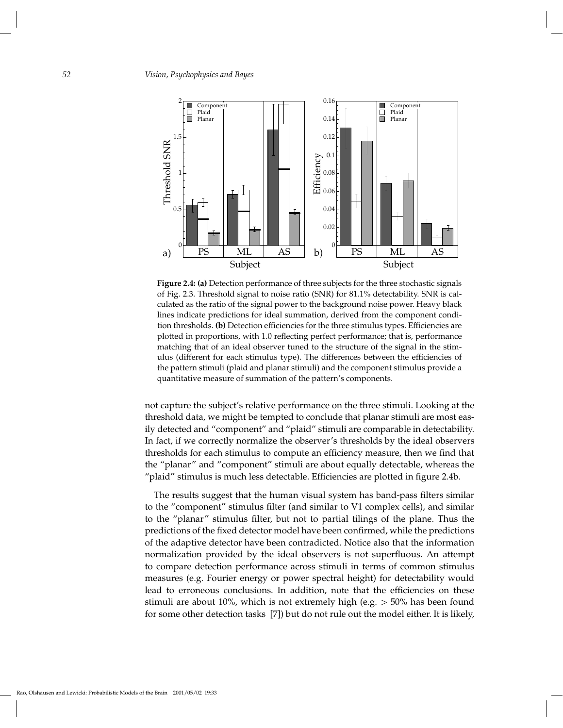**Figure 2.4: (a)** Detection performance of three subjects for the three stochastic signals of Fig. 2.3. Threshold signal to noise ratio (SNR) for 81.1% detectability. SNR is calculated as the ratio of the signal power to the background noise power. Heavy black lines indicate predictions for ideal summation, derived from the component condition thresholds. **(b)** Detection efficiencies for the three stimulus types. Efficiencies are plotted in proportions, with 1.0 reflecting perfect performance; that is, performance matching that of an ideal observer tuned to the structure of the signal in the stimulus (different for each stimulus type). The differences between the efficiencies of the pattern stimuli (plaid and planar stimuli) and the component stimulus provide a quantitative measure of summation of the pattern's components.

not capture the subject's relative performance on the three stimuli. Looking at the threshold data, we might be tempted to conclude that planar stimuli are most easily detected and "component" and "plaid" stimuli are comparable in detectability. In fact, if we correctly normalize the observer's thresholds by the ideal observers thresholds for each stimulus to compute an efficiency measure, then we find that the "planar" and "component" stimuli are about equally detectable, whereas the "plaid" stimulus is much less detectable. Efficiencies are plotted in figure 2.4b.

The results suggest that the human visual system has band-pass filters similar to the "component" stimulus filter (and similar to V1 complex cells), and similar to the "planar" stimulus filter, but not to partial tilings of the plane. Thus the predictions of the fixed detector model have been confirmed, while the predictions of the adaptive detector have been contradicted. Notice also that the information normalization provided by the ideal observers is not superfluous. An attempt to compare detection performance across stimuli in terms of common stimulus measures (e.g. Fourier energy or power spectral height) for detectability would lead to erroneous conclusions. In addition, note that the efficiencies on these stimuli are about 10%, which is not extremely high (e.g. $> 50\%$ has been found for some other detection tasks [7]) but do not rule out the model either. It is likely,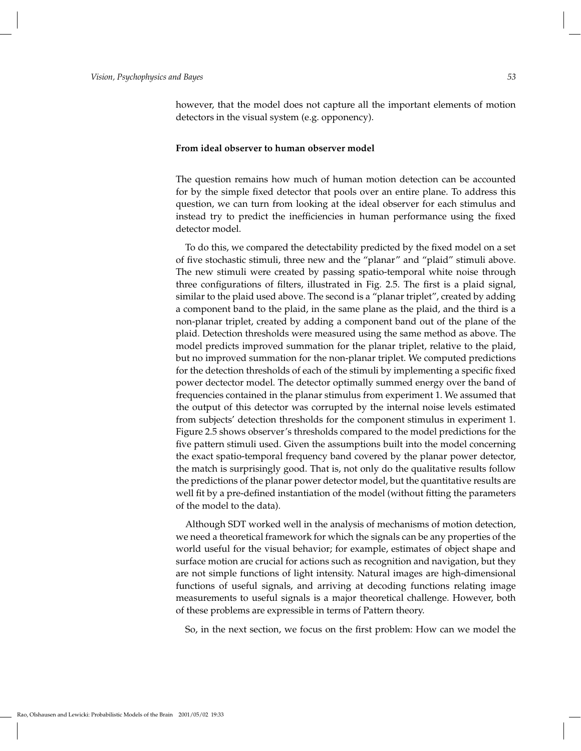however, that the model does not capture all the important elements of motion detectors in the visual system (e.g. opponency).

### From ideal observer to human observer model

The question remains how much of human motion detection can be accounted for by the simple fixed detector that pools over an entire plane. To address this question, we can turn from looking at the ideal observer for each stimulus and instead try to predict the inefficiencies in human performance using the fixed detector model.

To do this, we compared the detectability predicted by the fixed model on a set of five stochastic stimuli, three new and the "planar" and "plaid" stimuli above. The new stimuli were created by passing spatio-temporal white noise through three configurations of filters, illustrated in Fig. 2.5. The first is a plaid signal, similar to the plaid used above. The second is a "planar triplet", created by adding a component band to the plaid, in the same plane as the plaid, and the third is a non-planar triplet, created by adding a component band out of the plane of the plaid. Detection thresholds were measured using the same method as above. The model predicts improved summation for the planar triplet, relative to the plaid, but no improved summation for the non-planar triplet. We computed predictions for the detection thresholds of each of the stimuli by implementing a specific fixed power dectector model. The detector optimally summed energy over the band of frequencies contained in the planar stimulus from experiment 1. We assumed that the output of this detector was corrupted by the internal noise levels estimated from subjects' detection thresholds for the component stimulus in experiment 1. Figure 2.5 shows observer's thresholds compared to the model predictions for the five pattern stimuli used. Given the assumptions built into the model concerning the exact spatio-temporal frequency band covered by the planar power detector, the match is surprisingly good. That is, not only do the qualitative results follow the predictions of the planar power detector model, but the quantitative results are well fit by a pre-defined instantiation of the model (without fitting the parameters of the model to the data).

Although SDT worked well in the analysis of mechanisms of motion detection, we need a theoretical framework for which the signals can be any properties of the world useful for the visual behavior; for example, estimates of object shape and surface motion are crucial for actions such as recognition and navigation, but they are not simple functions of light intensity. Natural images are high-dimensional functions of useful signals, and arriving at decoding functions relating image measurements to useful signals is a major theoretical challenge. However, both of these problems are expressible in terms of Pattern theory.

So, in the next section, we focus on the first problem: How can we model the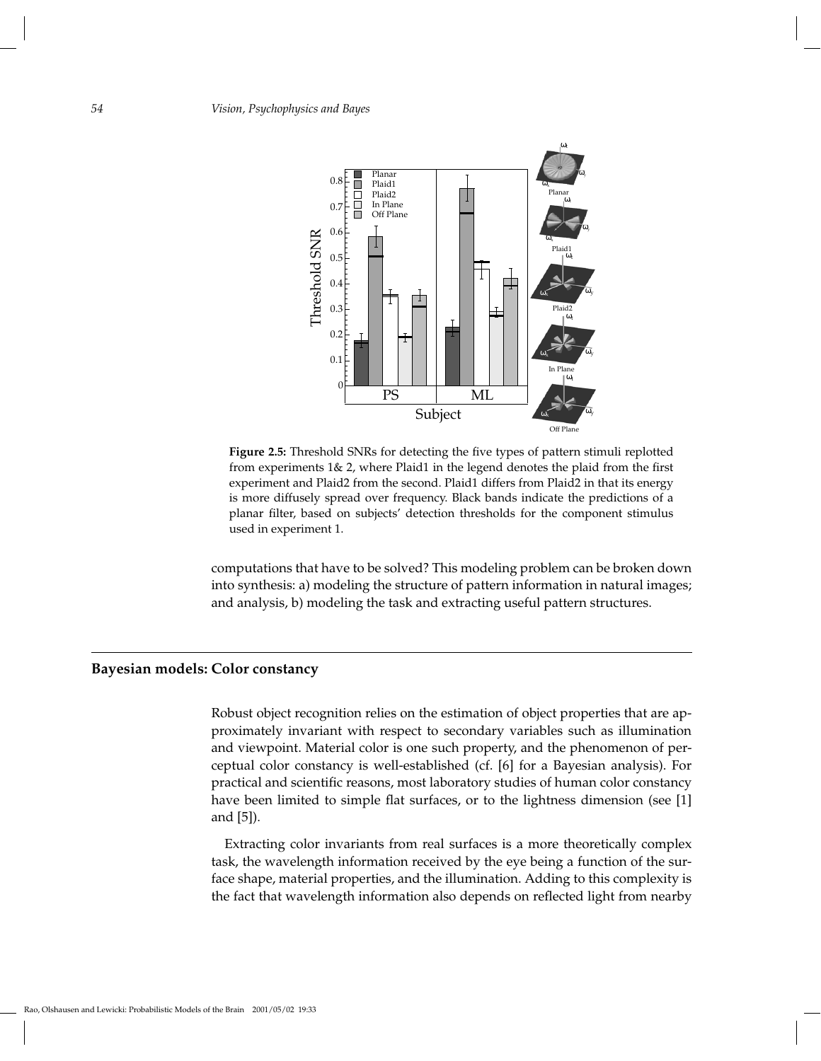**Figure 2.5:** Threshold SNRs for detecting the five types of pattern stimuli replotted from experiments 1& 2, where Plaid1 in the legend denotes the plaid from the first experiment and Plaid2 from the second. Plaid1 differs from Plaid2 in that its energy is more diffusely spread over frequency. Black bands indicate the predictions of a planar filter, based on subjects' detection thresholds for the component stimulus used in experiment 1.

computations that have to be solved? This modeling problem can be broken down into synthesis: a) modeling the structure of pattern information in natural images; and analysis, b) modeling the task and extracting useful pattern structures.

## Bayesian models: Color constancy

Robust object recognition relies on the estimation of object properties that are approximately invariant with respect to secondary variables such as illumination and viewpoint. Material color is one such property, and the phenomenon of perceptual color constancy is well-established (cf. [6] for a Bayesian analysis). For practical and scientific reasons, most laboratory studies of human color constancy have been limited to simple flat surfaces, or to the lightness dimension (see [1] and [5]).

Extracting color invariants from real surfaces is a more theoretically complex task, the wavelength information received by the eye being a function of the surface shape, material properties, and the illumination. Adding to this complexity is the fact that wavelength information also depends on reflected light from nearby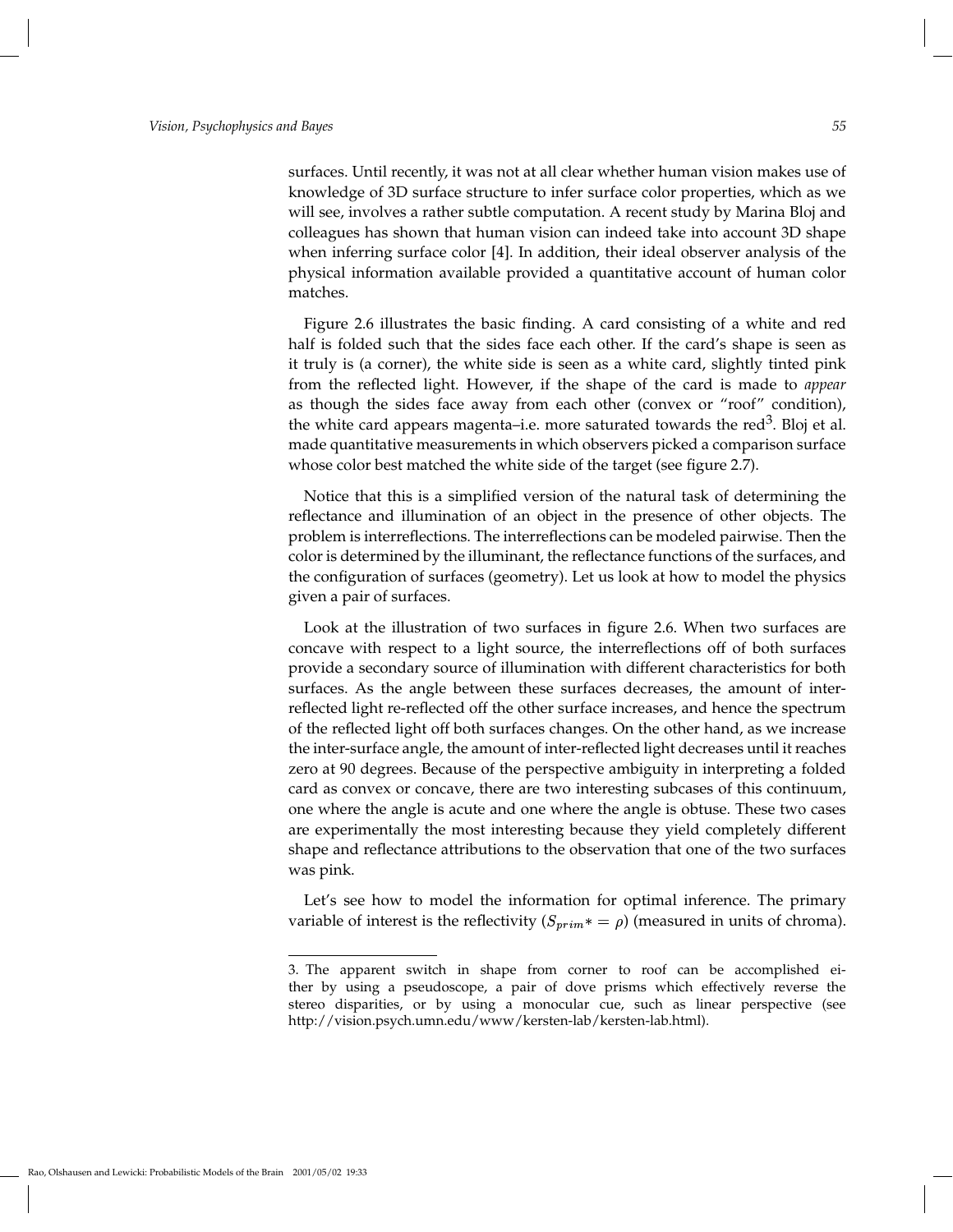surfaces. Until recently, it was not at all clear whether human vision makes use of knowledge of 3D surface structure to infer surface color properties, which as we will see, involves a rather subtle computation. A recent study by Marina Bloj and colleagues has shown that human vision can indeed take into account 3D shape when inferring surface color [4]. In addition, their ideal observer analysis of the physical information available provided a quantitative account of human color matches.

Figure 2.6 illustrates the basic finding. A card consisting of a white and red half is folded such that the sides face each other. If the card's shape is seen as it truly is (a corner), the white side is seen as a white card, slightly tinted pink from the reflected light. However, if the shape of the card is made to *appear* as though the sides face away from each other (convex or "roof" condition), the white card appears magenta–i.e. more saturated towards the red[3]. Bloj et al. made quantitative measurements in which observers picked a comparison surface whose color best matched the white side of the target (see figure 2.7).

Notice that this is a simplified version of the natural task of determining the reflectance and illumination of an object in the presence of other objects. The problem is interreflections. The interreflections can be modeled pairwise. Then the color is determined by the illuminant, the reflectance functions of the surfaces, and the configuration of surfaces (geometry). Let us look at how to model the physics given a pair of surfaces.

Look at the illustration of two surfaces in figure 2.6. When two surfaces are concave with respect to a light source, the interreflections off of both surfaces provide a secondary source of illumination with different characteristics for both surfaces. As the angle between these surfaces decreases, the amount of inter-reflected light re-reflected off the other surface increases, and hence the spectrum of the reflected light off both surfaces changes. On the other hand, as we increase the inter-surface angle, the amount of inter-reflected light decreases until it reaches zero at 90 degrees. Because of the perspective ambiguity in interpreting a folded card as convex or concave, there are two interesting subcases of this continuum, one where the angle is acute and one where the angle is obtuse. These two cases are experimentally the most interesting because they yield completely different shape and reflectance attributions to the observation that one of the two surfaces was pink.

Let's see how to model the information for optimal inference. The primary variable of interest is the reflectivity ($S_{prim}* = \rho$) (measured in units of chroma).

3. The apparent switch in shape from corner to roof can be accomplished either by using a pseudoscope, a pair of dove prisms which effectively reverse the stereo disparities, or by using a monocular cue, such as linear perspective (see http://vision.psych.umn.edu/www/kersten-lab/kersten-lab.html).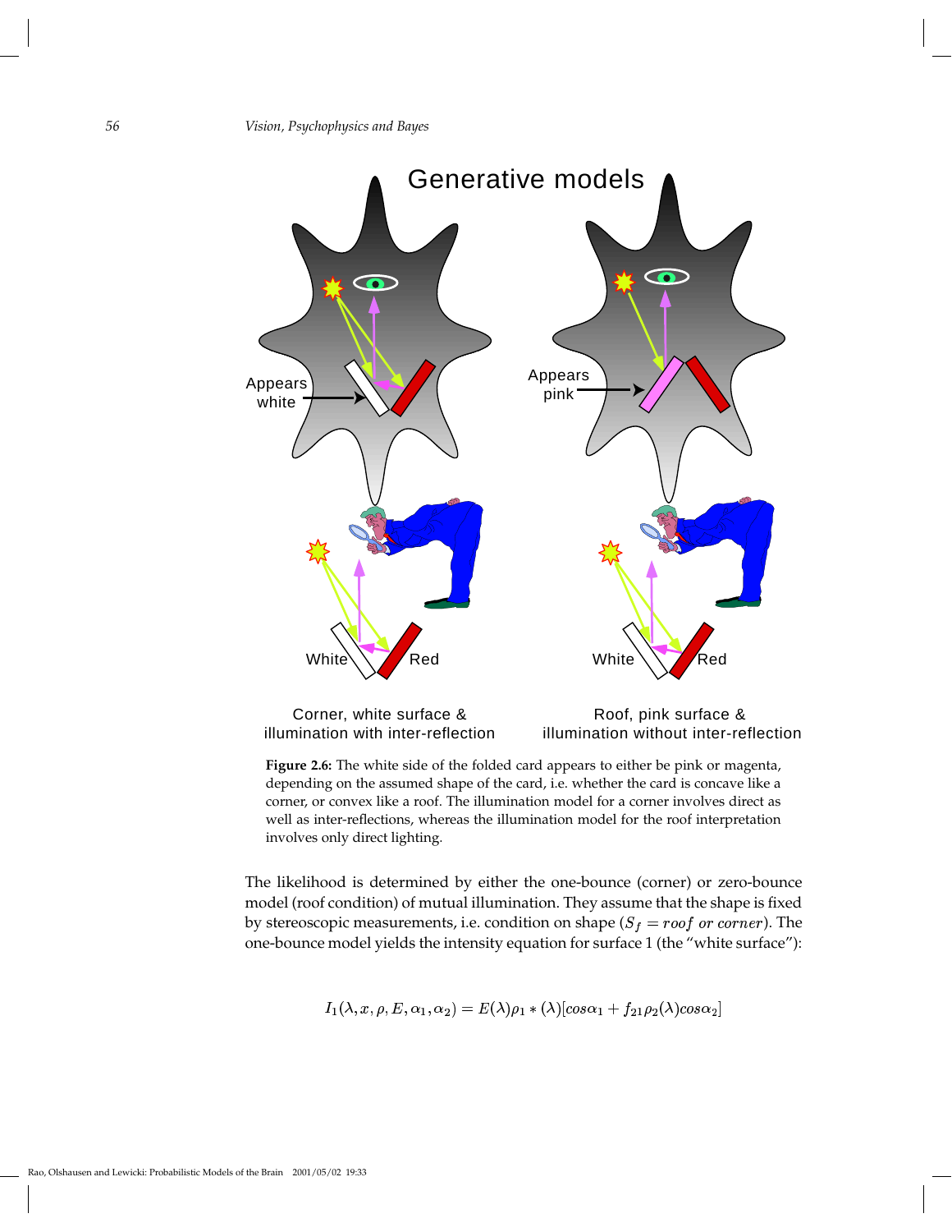**Figure 2.6:** The white side of the folded card appears to either be pink or magenta, depending on the assumed shape of the card, i.e. whether the card is concave like a corner, or convex like a roof. The illumination model for a corner involves direct as well as inter-reflections, whereas the illumination model for the roof interpretation involves only direct lighting.

The likelihood is determined by either the one-bounce (corner) or zero-bounce model (roof condition) of mutual illumination. They assume that the shape is fixed by stereoscopic measurements, i.e. condition on shape ($S_f = roof\ or\ corner$). The one-bounce model yields the intensity equation for surface 1 (the "white surface"):

$$I_1(\lambda, x, \rho, E, \alpha_1, \alpha_2) = E(\lambda)\rho_1 * (\lambda)[cos\alpha_1 + f_{21}\rho_2(\lambda)cos\alpha_2]$$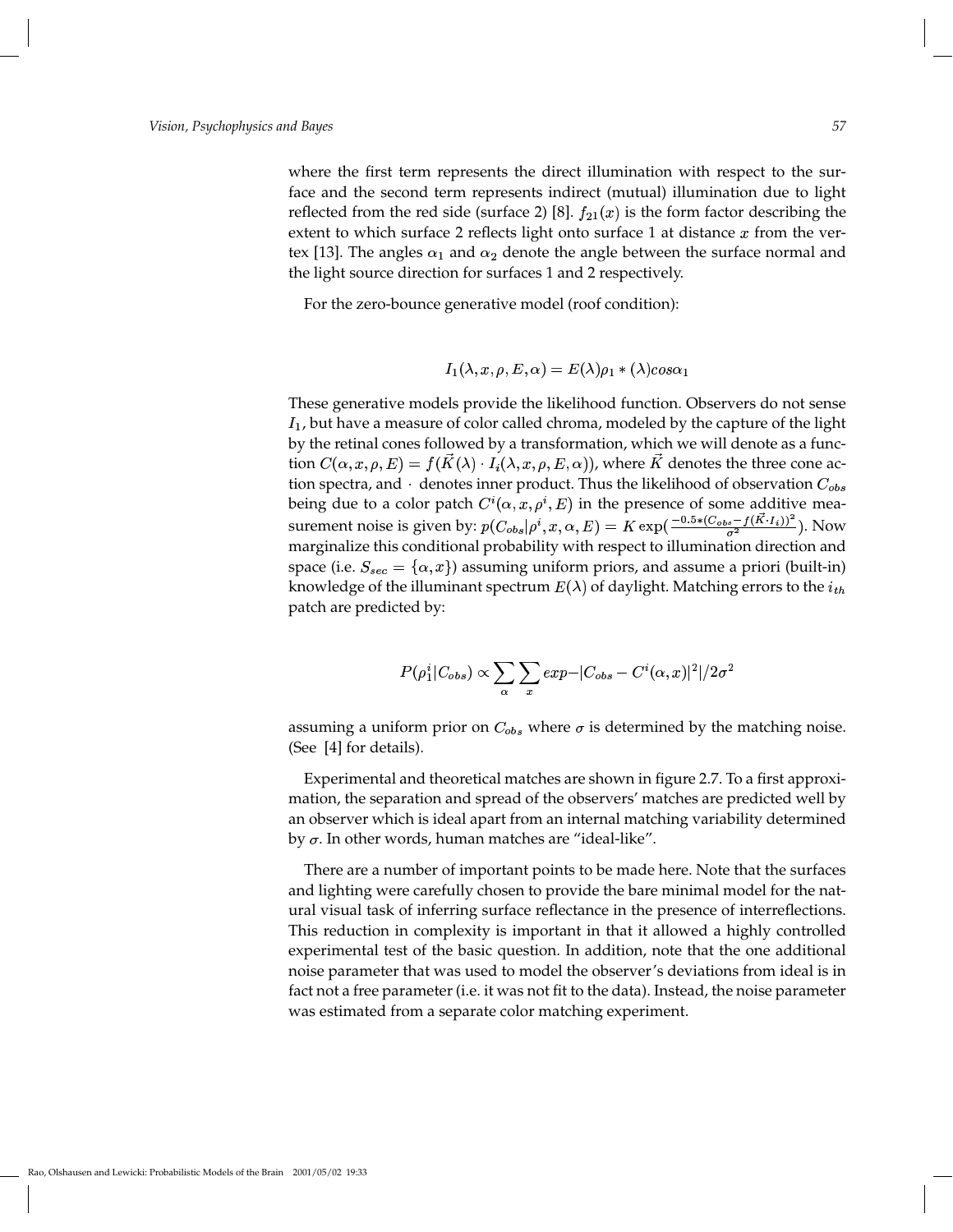where the first term represents the direct illumination with respect to the surface and the second term represents indirect (mutual) illumination due to light reflected from the red side (surface 2) [8]. $f_{21}(x)$ is the form factor describing the extent to which surface 2 reflects light onto surface 1 at distance $x$ from the vertex [13]. The angles $\alpha_1$ and $\alpha_2$ denote the angle between the surface normal and the light source direction for surfaces 1 and 2 respectively.

For the zero-bounce generative model (roof condition):

$$I_1(\lambda, x, \rho, E, \alpha) = E(\lambda)\rho_1 * (\lambda) cos\alpha_1$$

These generative models provide the likelihood function. Observers do not sense $I_1$, but have a measure of color called chroma, modeled by the capture of the light by the retinal cones followed by a transformation, which we will denote as a function $C(\alpha, x, \rho, E) = f(\vec{K}(\lambda) \cdot I_i(\lambda, x, \rho, E, \alpha))$, where $\vec{K}$ denotes the three cone action spectra, and $\cdot$ denotes inner product. Thus the likelihood of observation $C_{obs}$ being due to a color patch $C^i(\alpha, x, \rho^i, E)$ in the presence of some additive measurement noise is given by: $p(C_{obs}|\rho^i, x, \alpha, E) = K \exp(\frac{-0.5*(C_{obs} - f(\vec{K} \cdot I_i))^2}{\sigma^2})$. Now marginalize this conditional probability with respect to illumination direction and space (i.e. $S_{sec} = \{\alpha, x\}$) assuming uniform priors, and assume a priori (built-in) knowledge of the illuminant spectrum $E(\lambda)$ of daylight. Matching errors to the $i_{th}$ patch are predicted by:

$$P(\rho_1^i|C_{obs}) \propto \sum_{\alpha} \sum_{x} exp - |C_{obs} - C^i(\alpha, x)|^2 / 2\sigma^2$$

assuming a uniform prior on $C_{obs}$ where $\sigma$ is determined by the matching noise. (See [4] for details).

Experimental and theoretical matches are shown in figure 2.7. To a first approximation, the separation and spread of the observers' matches are predicted well by an observer which is ideal apart from an internal matching variability determined by $\sigma$. In other words, human matches are "ideal-like".

There are a number of important points to be made here. Note that the surfaces and lighting were carefully chosen to provide the bare minimal model for the natural visual task of inferring surface reflectance in the presence of interreflections. This reduction in complexity is important in that it allowed a highly controlled experimental test of the basic question. In addition, note that the one additional noise parameter that was used to model the observer's deviations from ideal is in fact not a free parameter (i.e. it was not fit to the data). Instead, the noise parameter was estimated from a separate color matching experiment.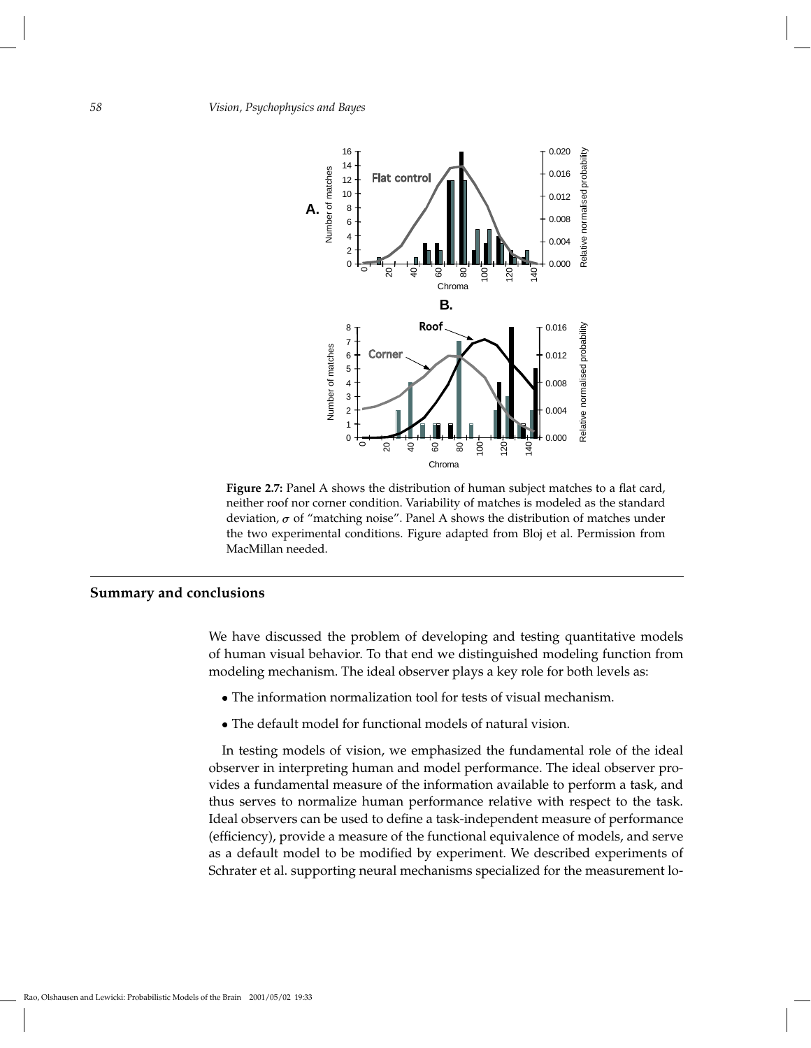**Figure 2.7:** Panel A shows the distribution of human subject matches to a flat card, neither roof nor corner condition. Variability of matches is modeled as the standard deviation, $\sigma$ of "matching noise". Panel A shows the distribution of matches under the two experimental conditions. Figure adapted from Bloj et al. Permission from MacMillan needed.

## Summary and conclusions

We have discussed the problem of developing and testing quantitative models of human visual behavior. To that end we distinguished modeling function from modeling mechanism. The ideal observer plays a key role for both levels as:

- The information normalization tool for tests of visual mechanism.
- The default model for functional models of natural vision.

In testing models of vision, we emphasized the fundamental role of the ideal observer in interpreting human and model performance. The ideal observer provides a fundamental measure of the information available to perform a task, and thus serves to normalize human performance relative with respect to the task. Ideal observers can be used to define a task-independent measure of performance (efficiency), provide a measure of the functional equivalence of models, and serve as a default model to be modified by experiment. We described experiments of Schrater et al. supporting neural mechanisms specialized for the measurement lo-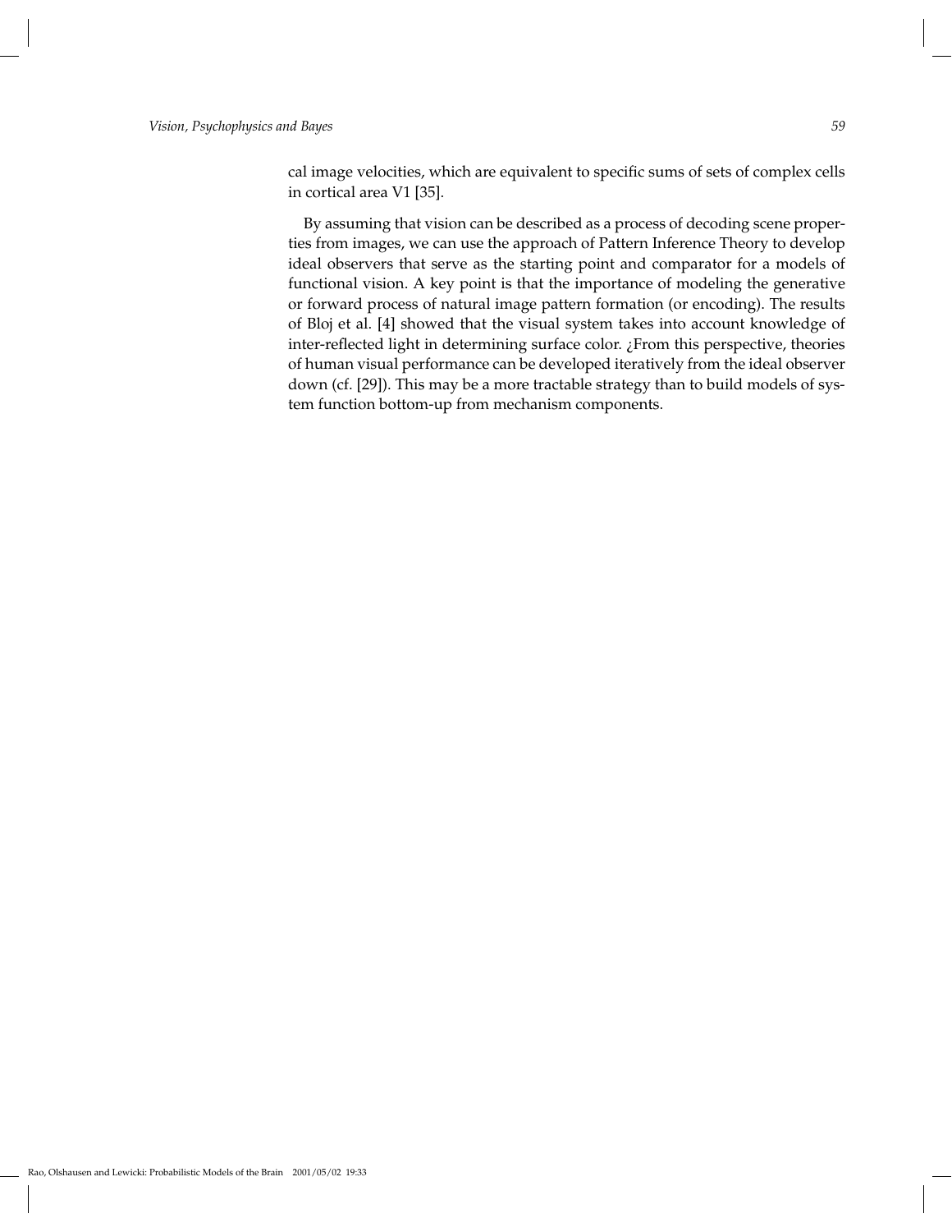cal image velocities, which are equivalent to specific sums of sets of complex cells in cortical area V1 [35].

By assuming that vision can be described as a process of decoding scene properties from images, we can use the approach of Pattern Inference Theory to develop ideal observers that serve as the starting point and comparator for a models of functional vision. A key point is that the importance of modeling the generative or forward process of natural image pattern formation (or encoding). The results of Bloj et al. [4] showed that the visual system takes into account knowledge of inter-reflected light in determining surface color. ¿From this perspective, theories of human visual performance can be developed iteratively from the ideal observer down (cf. [29]). This may be a more tractable strategy than to build models of system function bottom-up from mechanism components.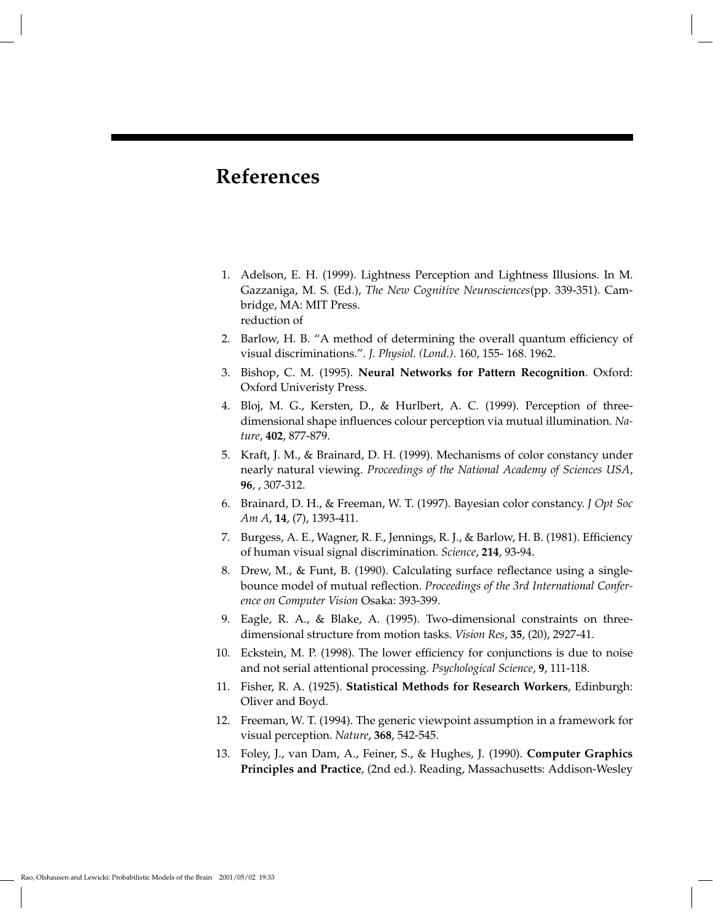# References

1. Adelson, E. H. (1999). Lightness Perception and Lightness Illusions. In M. Gazzaniga, M. S. (Ed.), *The New Cognitive Neurosciences*(pp. 339-351). Cambridge, MA: MIT Press.
   reduction of
2. Barlow, H. B. "A method of determining the overall quantum efficiency of visual discriminations.". *J. Physiol. (Lond.)*. 160, 155- 168. 1962.
3. Bishop, C. M. (1995). **Neural Networks for Pattern Recognition**. Oxford: Oxford Univeristy Press.
4. Bloj, M. G., Kersten, D., & Hurlbert, A. C. (1999). Perception of three-dimensional shape influences colour perception via mutual illumination. *Nature*, **402**, 877-879.
5. Kraft, J. M., & Brainard, D. H. (1999). Mechanisms of color constancy under nearly natural viewing. *Proceedings of the National Academy of Sciences USA*, **96**, , 307-312.
6. Brainard, D. H., & Freeman, W. T. (1997). Bayesian color constancy. *J Opt Soc Am A*, **14**, (7), 1393-411.
7. Burgess, A. E., Wagner, R. F., Jennings, R. J., & Barlow, H. B. (1981). Efficiency of human visual signal discrimination. *Science*, **214**, 93-94.
8. Drew, M., & Funt, B. (1990). Calculating surface reflectance using a single-bounce model of mutual reflection. *Proceedings of the 3rd International Conference on Computer Vision* Osaka: 393-399.
9. Eagle, R. A., & Blake, A. (1995). Two-dimensional constraints on three-dimensional structure from motion tasks. *Vision Res*, **35**, (20), 2927-41.
10. Eckstein, M. P. (1998). The lower efficiency for conjunctions is due to noise and not serial attentional processing. *Psychological Science*, **9**, 111-118.
11. Fisher, R. A. (1925). **Statistical Methods for Research Workers**, Edinburgh: Oliver and Boyd.
12. Freeman, W. T. (1994). The generic viewpoint assumption in a framework for visual perception. *Nature*, **368**, 542-545.
13. Foley, J., van Dam, A., Feiner, S., & Hughes, J. (1990). **Computer Graphics Principles and Practice**, (2nd ed.). Reading, Massachusetts: Addison-Wesley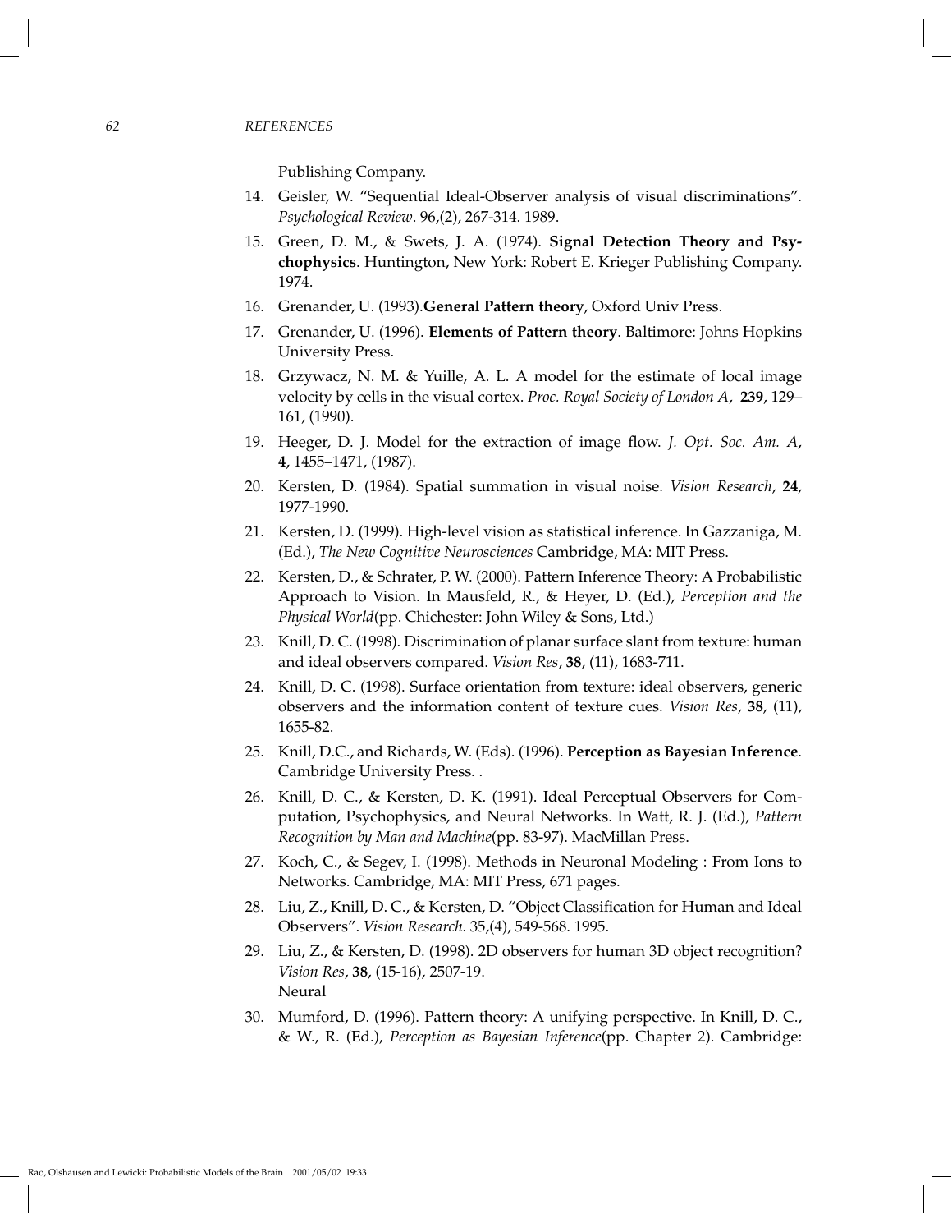Publishing Company.

14. Geisler, W. "Sequential Ideal-Observer analysis of visual discriminations". *Psychological Review*. 96,(2), 267-314. 1989.
15. Green, D. M., & Swets, J. A. (1974). **Signal Detection Theory and Psychophysics**. Huntington, New York: Robert E. Krieger Publishing Company. 1974.
16. Grenander, U. (1993).**General Pattern theory**, Oxford Univ Press.
17. Grenander, U. (1996). **Elements of Pattern theory**. Baltimore: Johns Hopkins University Press.
18. Grzywacz, N. M. & Yuille, A. L. A model for the estimate of local image velocity by cells in the visual cortex. *Proc. Royal Society of London A*, **239**, 129–161, (1990).
19. Heeger, D. J. Model for the extraction of image flow. *J. Opt. Soc. Am. A*, **4**, 1455–1471, (1987).
20. Kersten, D. (1984). Spatial summation in visual noise. *Vision Research*, **24**, 1977-1990.
21. Kersten, D. (1999). High-level vision as statistical inference. In Gazzaniga, M. (Ed.), *The New Cognitive Neurosciences* Cambridge, MA: MIT Press.
22. Kersten, D., & Schrater, P. W. (2000). Pattern Inference Theory: A Probabilistic Approach to Vision. In Mausfeld, R., & Heyer, D. (Ed.), *Perception and the Physical World*(pp. Chichester: John Wiley & Sons, Ltd.)
23. Knill, D. C. (1998). Discrimination of planar surface slant from texture: human and ideal observers compared. *Vision Res*, **38**, (11), 1683-711.
24. Knill, D. C. (1998). Surface orientation from texture: ideal observers, generic observers and the information content of texture cues. *Vision Res*, **38**, (11), 1655-82.
25. Knill, D.C., and Richards, W. (Eds). (1996). **Perception as Bayesian Inference**. Cambridge University Press. .
26. Knill, D. C., & Kersten, D. K. (1991). Ideal Perceptual Observers for Computation, Psychophysics, and Neural Networks. In Watt, R. J. (Ed.), *Pattern Recognition by Man and Machine*(pp. 83-97). MacMillan Press.
27. Koch, C., & Segev, I. (1998). Methods in Neuronal Modeling : From Ions to Networks. Cambridge, MA: MIT Press, 671 pages.
28. Liu, Z., Knill, D. C., & Kersten, D. "Object Classification for Human and Ideal Observers". *Vision Research*. 35,(4), 549-568. 1995.
29. Liu, Z., & Kersten, D. (1998). 2D observers for human 3D object recognition? *Vision Res*, **38**, (15-16), 2507-19.
    Neural
30. Mumford, D. (1996). Pattern theory: A unifying perspective. In Knill, D. C., & W., R. (Ed.), *Perception as Bayesian Inference*(pp. Chapter 2). Cambridge: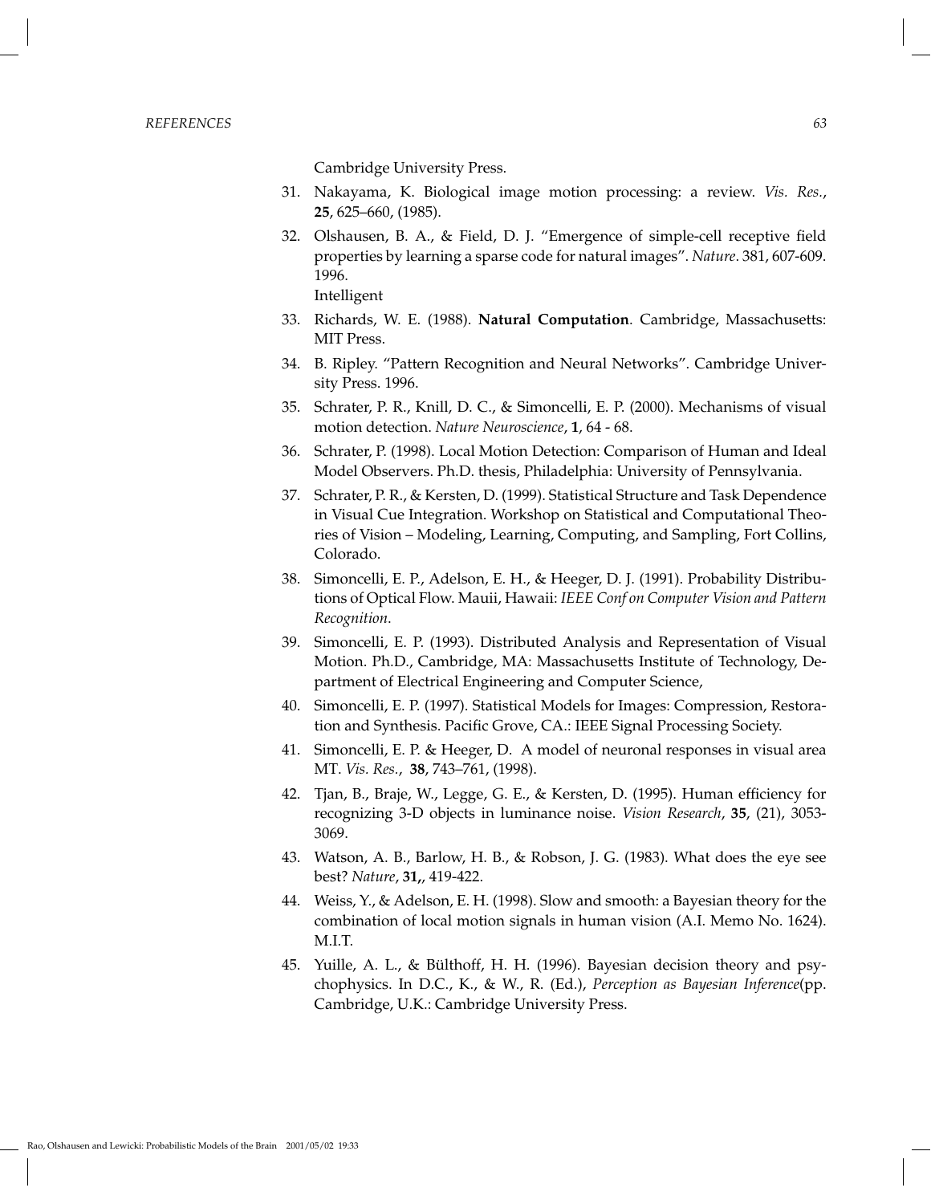Cambridge University Press.

31. Nakayama, K. Biological image motion processing: a review. *Vis. Res.*, **25**, 625–660, (1985).

32. Olshausen, B. A., & Field, D. J. "Emergence of simple-cell receptive field properties by learning a sparse code for natural images". *Nature*. 381, 607-609. 1996.
    Intelligent

33. Richards, W. E. (1988). **Natural Computation**. Cambridge, Massachusetts: MIT Press.

34. B. Ripley. "Pattern Recognition and Neural Networks". Cambridge University Press. 1996.

35. Schrater, P. R., Knill, D. C., & Simoncelli, E. P. (2000). Mechanisms of visual motion detection. *Nature Neuroscience*, **1**, 64 - 68.

36. Schrater, P. (1998). Local Motion Detection: Comparison of Human and Ideal Model Observers. Ph.D. thesis, Philadelphia: University of Pennsylvania.

37. Schrater, P. R., & Kersten, D. (1999). Statistical Structure and Task Dependence in Visual Cue Integration. Workshop on Statistical and Computational Theories of Vision – Modeling, Learning, Computing, and Sampling, Fort Collins, Colorado.

38. Simoncelli, E. P., Adelson, E. H., & Heeger, D. J. (1991). Probability Distributions of Optical Flow. Mauii, Hawaii: *IEEE Conf on Computer Vision and Pattern Recognition*.

39. Simoncelli, E. P. (1993). Distributed Analysis and Representation of Visual Motion. Ph.D., Cambridge, MA: Massachusetts Institute of Technology, Department of Electrical Engineering and Computer Science,

40. Simoncelli, E. P. (1997). Statistical Models for Images: Compression, Restoration and Synthesis. Pacific Grove, CA.: IEEE Signal Processing Society.

41. Simoncelli, E. P. & Heeger, D. A model of neuronal responses in visual area MT. *Vis. Res.*, **38**, 743–761, (1998).

42. Tjan, B., Braje, W., Legge, G. E., & Kersten, D. (1995). Human efficiency for recognizing 3-D objects in luminance noise. *Vision Research*, **35**, (21), 3053-3069.

43. Watson, A. B., Barlow, H. B., & Robson, J. G. (1983). What does the eye see best? *Nature*, **31,**, 419-422.

44. Weiss, Y., & Adelson, E. H. (1998). Slow and smooth: a Bayesian theory for the combination of local motion signals in human vision (A.I. Memo No. 1624). M.I.T.

45. Yuille, A. L., & Bülthoff, H. H. (1996). Bayesian decision theory and psychophysics. In D.C., K., & W., R. (Ed.), *Perception as Bayesian Inference*(pp. Cambridge, U.K.: Cambridge University Press.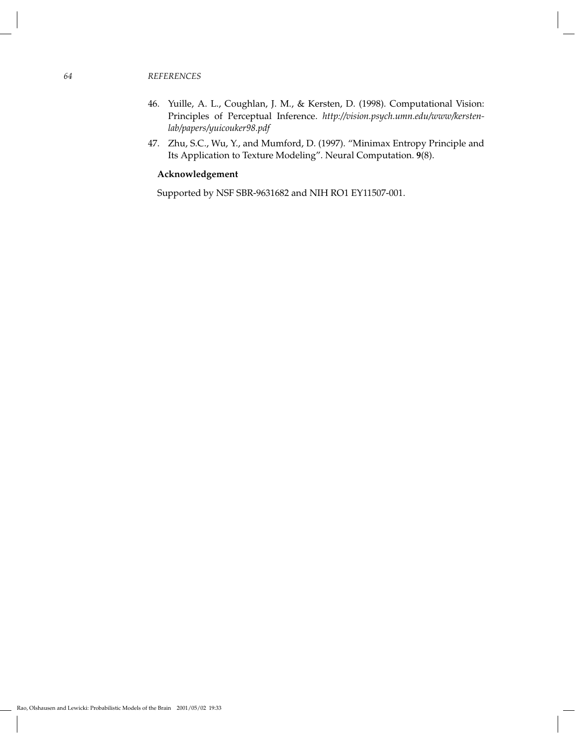46. Yuille, A. L., Coughlan, J. M., & Kersten, D. (1998). Computational Vision: Principles of Perceptual Inference. *http://vision.psych.umn.edu/www/kersten-lab/papers/yuicouker98.pdf*

47. Zhu, S.C., Wu, Y., and Mumford, D. (1997). "Minimax Entropy Principle and Its Application to Texture Modeling". Neural Computation. **9**(8).

**Acknowledgement**

Supported by NSF SBR-9631682 and NIH RO1 EY11507-001.